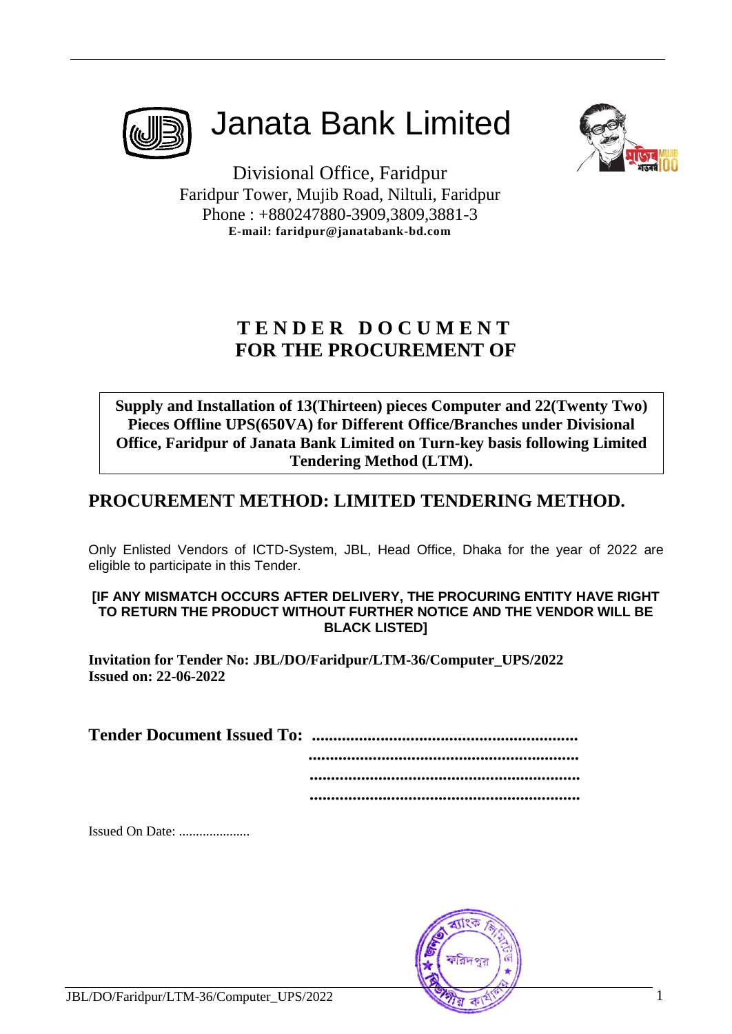# Janata Bank Limited

Divisional Office, Faridpur
Faridpur Tower, Mujib Road, Niltuli, Faridpur
Phone : +880247880-3909,3809,3881-3
**E-mail: faridpur@janatabank-bd.com**

## TENDER DOCUMENT
## FOR THE PROCUREMENT OF

**Supply and Installation of 13(Thirteen) pieces Computer and 22(Twenty Two) Pieces Offline UPS(650VA) for Different Office/Branches under Divisional Office, Faridpur of Janata Bank Limited on Turn-key basis following Limited Tendering Method (LTM).**

## PROCUREMENT METHOD: LIMITED TENDERING METHOD.

Only Enlisted Vendors of ICTD-System, JBL, Head Office, Dhaka for the year of 2022 are eligible to participate in this Tender.

**[IF ANY MISMATCH OCCURS AFTER DELIVERY, THE PROCURING ENTITY HAVE RIGHT TO RETURN THE PRODUCT WITHOUT FURTHER NOTICE AND THE VENDOR WILL BE BLACK LISTED]**

**Invitation for Tender No: JBL/DO/Faridpur/LTM-36/Computer_UPS/2022**
**Issued on: 22-06-2022**

**Tender Document Issued To: .............................................................**
**...............................................................**
**...............................................................**
**...............................................................**

Issued On Date: .....................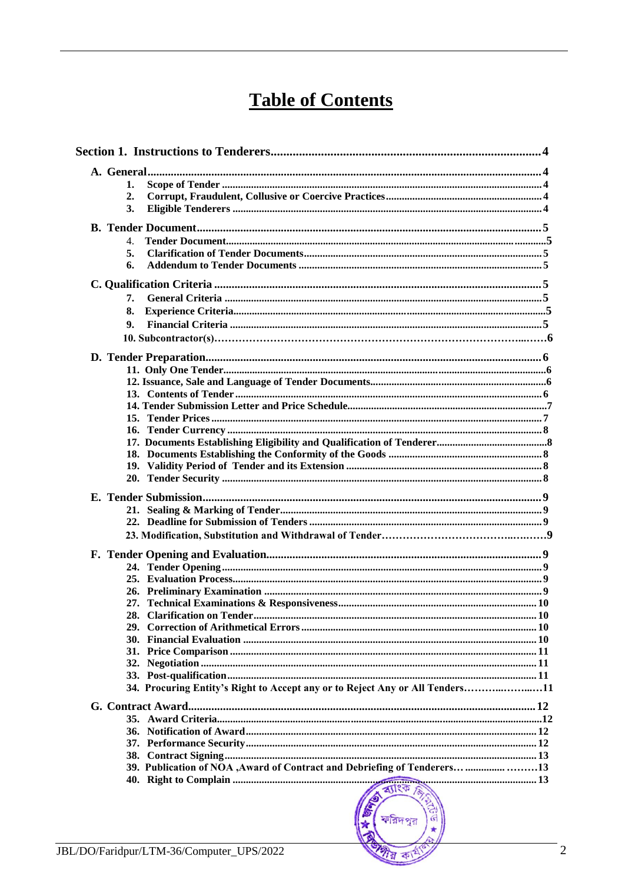# Table of Contents

**Section 1. Instructions to Tenderers....................................................................................4**

**A. General.....................................................................................................................4**
1. **Scope of Tender ......................................................................................................4**
2. **Corrupt, Fraudulent, Collusive or Coercive Practices...........................................................4**
3. **Eligible Tenderers ...................................................................................................4**

**B. Tender Document.......................................................................................................5**
4. **Tender Document.......................................................................................................5**
5. **Clarification of Tender Documents.........................................................................5**
6. **Addendum to Tender Documents ..........................................................................5**

**C. Qualification Criteria ...............................................................................................5**
7. **General Criteria .......................................................................................................5**
8. **Experience Criteria....................................................................................................5**
9. **Financial Criteria .....................................................................................................5**
10. **Subcontractor(s)..........................................................................................................6**

**D. Tender Preparation.....................................................................................................6**
11. **Only One Tender........................................................................................................6**
12. **Issuance, Sale and Language of Tender Documents..................................................................6**
13. **Contents of Tender ...................................................................................................6**
14. **Tender Submission Letter and Price Schedule..........................................................................7**
15. **Tender Prices ...........................................................................................................7**
16. **Tender Currency .......................................................................................................8**
17. **Documents Establishing Eligibility and Qualification of Tenderer.........................................8**
18. **Documents Establishing the Conformity of the Goods ........................................................8**
19. **Validity Period of Tender and its Extension ........................................................................8**
20. **Tender Security .......................................................................................................8**

**E. Tender Submission.....................................................................................................9**
21. **Sealing & Marking of Tender.................................................................................9**
22. **Deadline for Submission of Tenders .....................................................................................9**
23. **Modification, Substitution and Withdrawal of Tender.........................................................9**

**F. Tender Opening and Evaluation..............................................................................9**
24. **Tender Opening........................................................................................................9**
25. **Evaluation Process....................................................................................................9**
26. **Preliminary Examination .......................................................................................9**
27. **Technical Examinations & Responsiveness...........................................................................10**
28. **Clarification on Tender.................................................................................................10**
29. **Correction of Arithmetical Errors ........................................................................................10**
30. **Financial Evaluation ..................................................................................................10**
31. **Price Comparison .....................................................................................................11**
32. **Negotiation .............................................................................................................11**
33. **Post-qualification......................................................................................................11**
34. **Procuring Entity's Right to Accept any or to Reject Any or All Tenders.............................11**

**G. Contract Award.......................................................................................................12**
35. **Award Criteria..........................................................................................................12**
36. **Notification of Award..............................................................................................12**
37. **Performance Security...............................................................................................12**
38. **Contract Signing......................................................................................................13**
39. **Publication of NOA ,Award of Contract and Debriefing of Tenderers… ..............  .........13**
40. **Right to Complain .....................................................................................................13**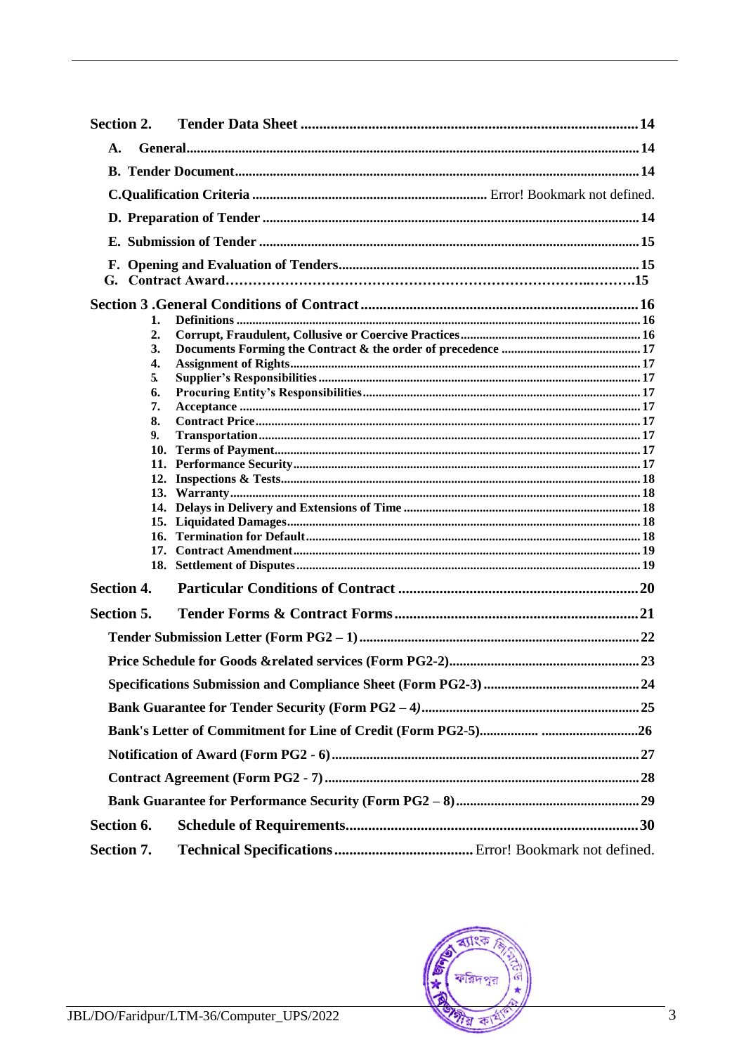**Section 2. Tender Data Sheet** ........ 14

**A. General** ........ 14

**B. Tender Document** ........ 14

**C.Qualification Criteria** ........ Error! Bookmark not defined.

**D. Preparation of Tender** ........ 14

**E. Submission of Tender** ........ 15

**F. Opening and Evaluation of Tenders** ........ 15

**G. Contract Award** ........ 15

**Section 3 .General Conditions of Contract** ........ 16

1. **Definitions** ........ 16
2. **Corrupt, Fraudulent, Collusive or Coercive Practices** ........ 16
3. **Documents Forming the Contract & the order of precedence** ........ 17
4. **Assignment of Rights** ........ 17
5. **Supplier's Responsibilities** ........ 17
6. **Procuring Entity's Responsibilities** ........ 17
7. **Acceptance** ........ 17
8. **Contract Price** ........ 17
9. **Transportation** ........ 17
10. **Terms of Payment** ........ 17
11. **Performance Security** ........ 17
12. **Inspections & Tests** ........ 18
13. **Warranty** ........ 18
14. **Delays in Delivery and Extensions of Time** ........ 18
15. **Liquidated Damages** ........ 18
16. **Termination for Default** ........ 18
17. **Contract Amendment** ........ 19
18. **Settlement of Disputes** ........ 19

**Section 4. Particular Conditions of Contract** ........ 20

**Section 5. Tender Forms & Contract Forms** ........ 21

**Tender Submission Letter (Form PG2 – 1)** ........ 22

**Price Schedule for Goods &related services (Form PG2-2)** ........ 23

**Specifications Submission and Compliance Sheet (Form PG2-3)** ........ 24

**Bank Guarantee for Tender Security (Form PG2 – 4)** ........ 25

**Bank's Letter of Commitment for Line of Credit (Form PG2-5)** ........ 26

**Notification of Award (Form PG2 - 6)** ........ 27

**Contract Agreement (Form PG2 - 7)** ........ 28

**Bank Guarantee for Performance Security (Form PG2 – 8)** ........ 29

**Section 6. Schedule of Requirements** ........ 30

**Section 7. Technical Specifications** ........ Error! Bookmark not defined.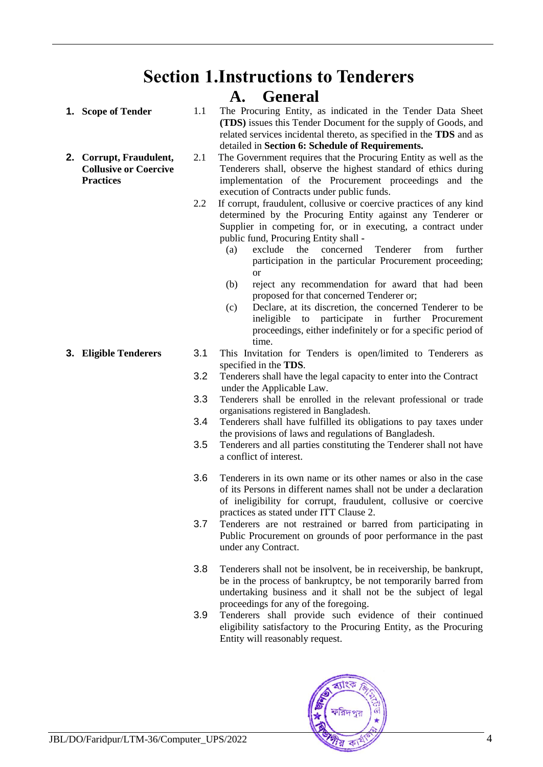# Section 1.Instructions to Tenderers

## A. General

**1. Scope of Tender**

1.1 The Procuring Entity, as indicated in the Tender Data Sheet **(TDS)** issues this Tender Document for the supply of Goods, and related services incidental thereto, as specified in the **TDS** and as detailed in **Section 6: Schedule of Requirements.**

**2. Corrupt, Fraudulent, Collusive or Coercive Practices**

2.1 The Government requires that the Procuring Entity as well as the Tenderers shall, observe the highest standard of ethics during implementation of the Procurement proceedings and the execution of Contracts under public funds.

2.2 If corrupt, fraudulent, collusive or coercive practices of any kind determined by the Procuring Entity against any Tenderer or Supplier in competing for, or in executing, a contract under public fund, Procuring Entity shall -

(a) exclude the concerned Tenderer from further participation in the particular Procurement proceeding; or

(b) reject any recommendation for award that had been proposed for that concerned Tenderer or;

(c) Declare, at its discretion, the concerned Tenderer to be ineligible to participate in further Procurement proceedings, either indefinitely or for a specific period of time.

**3. Eligible Tenderers**

3.1 This Invitation for Tenders is open/limited to Tenderers as specified in the **TDS**.

3.2 Tenderers shall have the legal capacity to enter into the Contract under the Applicable Law.

3.3 Tenderers shall be enrolled in the relevant professional or trade organisations registered in Bangladesh.

3.4 Tenderers shall have fulfilled its obligations to pay taxes under the provisions of laws and regulations of Bangladesh.

3.5 Tenderers and all parties constituting the Tenderer shall not have a conflict of interest.

3.6 Tenderers in its own name or its other names or also in the case of its Persons in different names shall not be under a declaration of ineligibility for corrupt, fraudulent, collusive or coercive practices as stated under ITT Clause 2.

3.7 Tenderers are not restrained or barred from participating in Public Procurement on grounds of poor performance in the past under any Contract.

3.8 Tenderers shall not be insolvent, be in receivership, be bankrupt, be in the process of bankruptcy, be not temporarily barred from undertaking business and it shall not be the subject of legal proceedings for any of the foregoing.

3.9 Tenderers shall provide such evidence of their continued eligibility satisfactory to the Procuring Entity, as the Procuring Entity will reasonably request.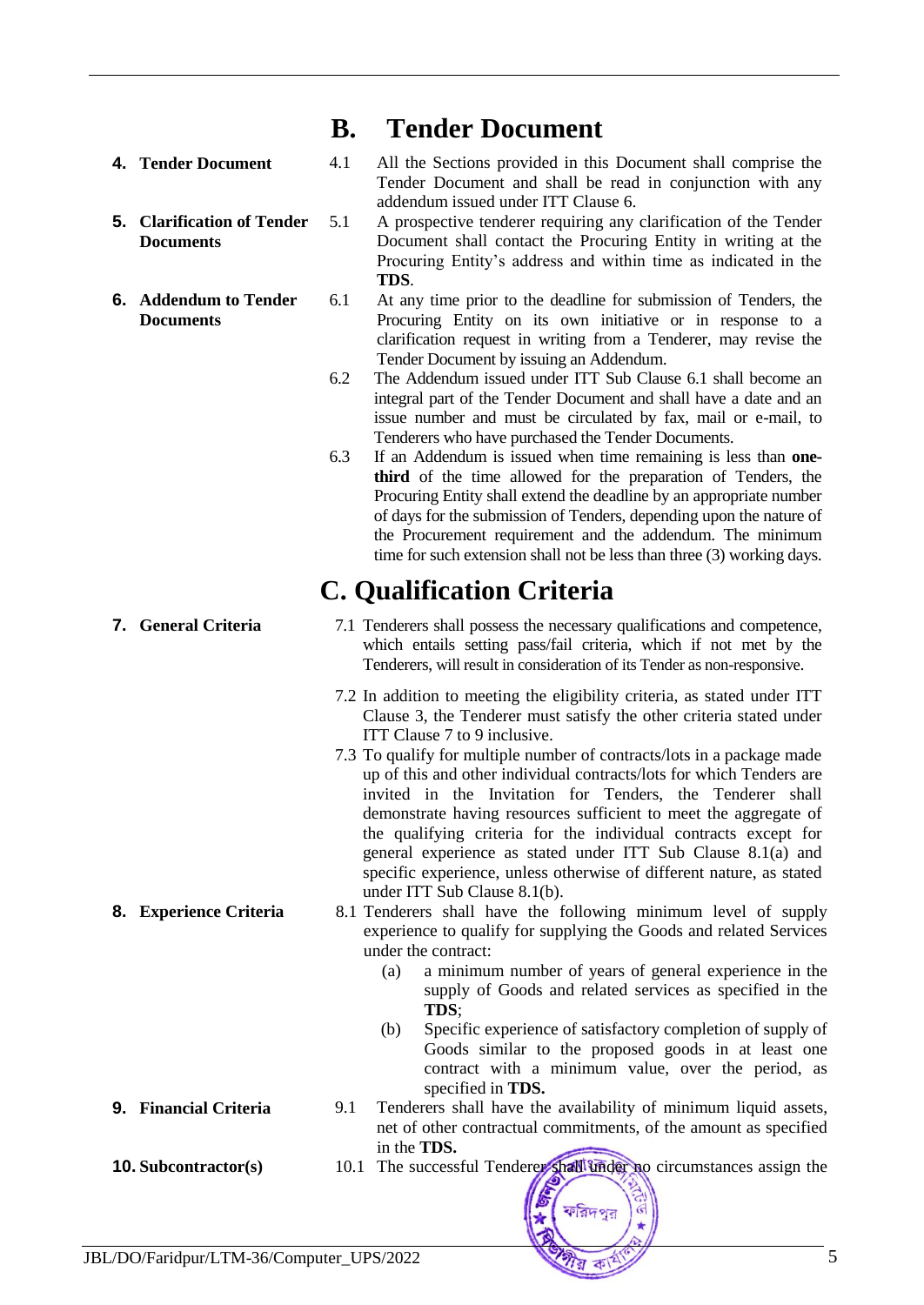## B. Tender Document

**4. Tender Document**

4.1 All the Sections provided in this Document shall comprise the Tender Document and shall be read in conjunction with any addendum issued under ITT Clause 6.

**5. Clarification of Tender Documents**

5.1 A prospective tenderer requiring any clarification of the Tender Document shall contact the Procuring Entity in writing at the Procuring Entity's address and within time as indicated in the **TDS**.

**6. Addendum to Tender Documents**

6.1 At any time prior to the deadline for submission of Tenders, the Procuring Entity on its own initiative or in response to a clarification request in writing from a Tenderer, may revise the Tender Document by issuing an Addendum.

6.2 The Addendum issued under ITT Sub Clause 6.1 shall become an integral part of the Tender Document and shall have a date and an issue number and must be circulated by fax, mail or e-mail, to Tenderers who have purchased the Tender Documents.

6.3 If an Addendum is issued when time remaining is less than **one-third** of the time allowed for the preparation of Tenders, the Procuring Entity shall extend the deadline by an appropriate number of days for the submission of Tenders, depending upon the nature of the Procurement requirement and the addendum. The minimum time for such extension shall not be less than three (3) working days.

## C. Qualification Criteria

**7. General Criteria**

7.1 Tenderers shall possess the necessary qualifications and competence, which entails setting pass/fail criteria, which if not met by the Tenderers, will result in consideration of its Tender as non-responsive.

7.2 In addition to meeting the eligibility criteria, as stated under ITT Clause 3, the Tenderer must satisfy the other criteria stated under ITT Clause 7 to 9 inclusive.

7.3 To qualify for multiple number of contracts/lots in a package made up of this and other individual contracts/lots for which Tenders are invited in the Invitation for Tenders, the Tenderer shall demonstrate having resources sufficient to meet the aggregate of the qualifying criteria for the individual contracts except for general experience as stated under ITT Sub Clause 8.1(a) and specific experience, unless otherwise of different nature, as stated under ITT Sub Clause 8.1(b).

**8. Experience Criteria**

8.1 Tenderers shall have the following minimum level of supply experience to qualify for supplying the Goods and related Services under the contract:

(a) a minimum number of years of general experience in the supply of Goods and related services as specified in the **TDS**;

(b) Specific experience of satisfactory completion of supply of Goods similar to the proposed goods in at least one contract with a minimum value, over the period, as specified in **TDS.**

**9. Financial Criteria**

9.1 Tenderers shall have the availability of minimum liquid assets, net of other contractual commitments, of the amount as specified in the **TDS.**

**10. Subcontractor(s)**

10.1 The successful Tenderer shall under no circumstances assign the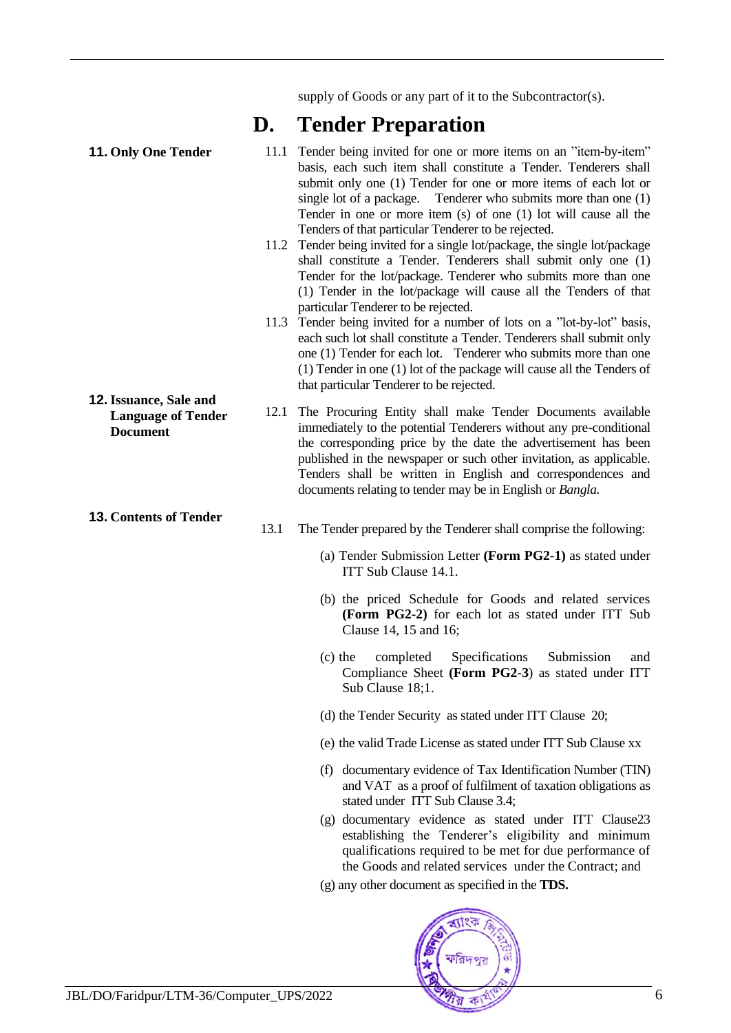supply of Goods or any part of it to the Subcontractor(s).

# D. Tender Preparation

**11. Only One Tender**

11.1 Tender being invited for one or more items on an "item-by-item" basis, each such item shall constitute a Tender. Tenderers shall submit only one (1) Tender for one or more items of each lot or single lot of a package. Tenderer who submits more than one (1) Tender in one or more item (s) of one (1) lot will cause all the Tenders of that particular Tenderer to be rejected.

11.2 Tender being invited for a single lot/package, the single lot/package shall constitute a Tender. Tenderers shall submit only one (1) Tender for the lot/package. Tenderer who submits more than one (1) Tender in the lot/package will cause all the Tenders of that particular Tenderer to be rejected.

11.3 Tender being invited for a number of lots on a "lot-by-lot" basis, each such lot shall constitute a Tender. Tenderers shall submit only one (1) Tender for each lot. Tenderer who submits more than one (1) Tender in one (1) lot of the package will cause all the Tenders of that particular Tenderer to be rejected.

**12. Issuance, Sale and Language of Tender Document**

12.1 The Procuring Entity shall make Tender Documents available immediately to the potential Tenderers without any pre-conditional the corresponding price by the date the advertisement has been published in the newspaper or such other invitation, as applicable. Tenders shall be written in English and correspondences and documents relating to tender may be in English or *Bangla.*

**13. Contents of Tender**

13.1 The Tender prepared by the Tenderer shall comprise the following:

(a) Tender Submission Letter **(Form PG2-1)** as stated under ITT Sub Clause 14.1.

(b) the priced Schedule for Goods and related services **(Form PG2-2)** for each lot as stated under ITT Sub Clause 14, 15 and 16;

(c) the completed Specifications Submission and Compliance Sheet **(Form PG2-3)** as stated under ITT Sub Clause 18;1.

(d) the Tender Security as stated under ITT Clause 20;

(e) the valid Trade License as stated under ITT Sub Clause xx

(f) documentary evidence of Tax Identification Number (TIN) and VAT as a proof of fulfilment of taxation obligations as stated under ITT Sub Clause 3.4;

(g) documentary evidence as stated under ITT Clause23 establishing the Tenderer's eligibility and minimum qualifications required to be met for due performance of the Goods and related services under the Contract; and

(g) any other document as specified in the **TDS.**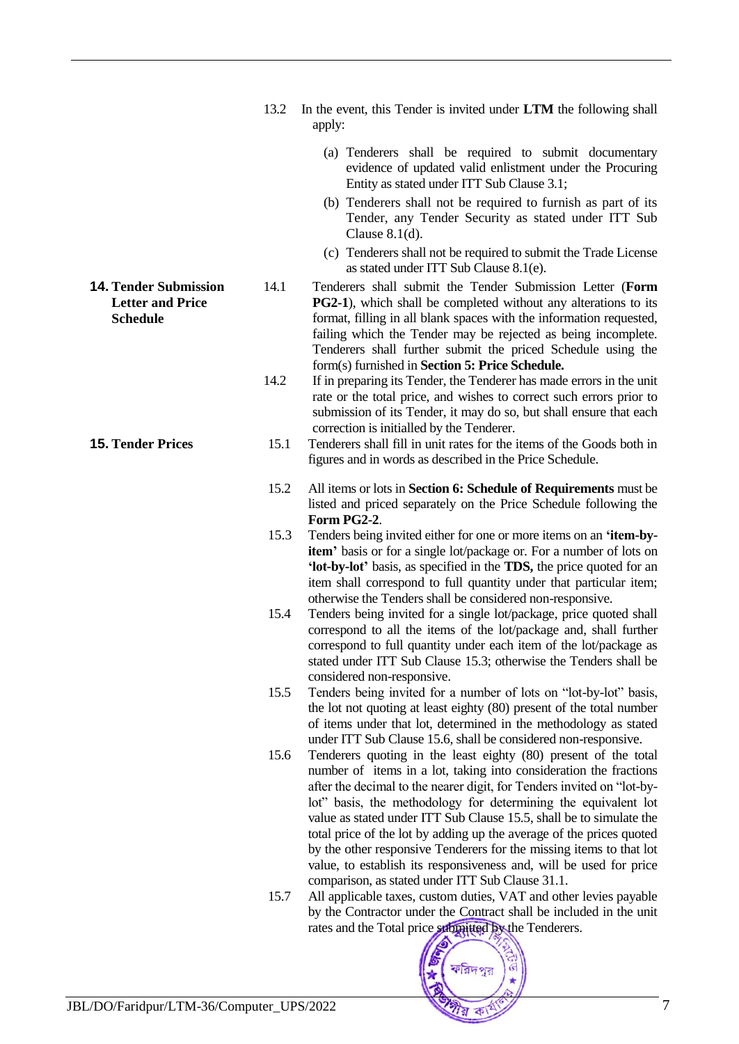13.2 In the event, this Tender is invited under **LTM** the following shall apply:

(a) Tenderers shall be required to submit documentary evidence of updated valid enlistment under the Procuring Entity as stated under ITT Sub Clause 3.1;

(b) Tenderers shall not be required to furnish as part of its Tender, any Tender Security as stated under ITT Sub Clause 8.1(d).

(c) Tenderers shall not be required to submit the Trade License as stated under ITT Sub Clause 8.1(e).

### 14. Tender Submission Letter and Price Schedule

14.1 Tenderers shall submit the Tender Submission Letter (**Form PG2-1**), which shall be completed without any alterations to its format, filling in all blank spaces with the information requested, failing which the Tender may be rejected as being incomplete. Tenderers shall further submit the priced Schedule using the form(s) furnished in **Section 5: Price Schedule.**

14.2 If in preparing its Tender, the Tenderer has made errors in the unit rate or the total price, and wishes to correct such errors prior to submission of its Tender, it may do so, but shall ensure that each correction is initialled by the Tenderer.

### 15. Tender Prices

15.1 Tenderers shall fill in unit rates for the items of the Goods both in figures and in words as described in the Price Schedule.

15.2 All items or lots in **Section 6: Schedule of Requirements** must be listed and priced separately on the Price Schedule following the **Form PG2-2**.

15.3 Tenders being invited either for one or more items on an **'item-by-item'** basis or for a single lot/package or. For a number of lots on **'lot-by-lot'** basis, as specified in the **TDS,** the price quoted for an item shall correspond to full quantity under that particular item; otherwise the Tenders shall be considered non-responsive.

15.4 Tenders being invited for a single lot/package, price quoted shall correspond to all the items of the lot/package and, shall further correspond to full quantity under each item of the lot/package as stated under ITT Sub Clause 15.3; otherwise the Tenders shall be considered non-responsive.

15.5 Tenders being invited for a number of lots on "lot-by-lot" basis, the lot not quoting at least eighty (80) present of the total number of items under that lot, determined in the methodology as stated under ITT Sub Clause 15.6, shall be considered non-responsive.

15.6 Tenderers quoting in the least eighty (80) present of the total number of items in a lot, taking into consideration the fractions after the decimal to the nearer digit, for Tenders invited on "lot-by-lot" basis, the methodology for determining the equivalent lot value as stated under ITT Sub Clause 15.5, shall be to simulate the total price of the lot by adding up the average of the prices quoted by the other responsive Tenderers for the missing items to that lot value, to establish its responsiveness and, will be used for price comparison, as stated under ITT Sub Clause 31.1.

15.7 All applicable taxes, custom duties, VAT and other levies payable by the Contractor under the Contract shall be included in the unit rates and the Total price submitted by the Tenderers.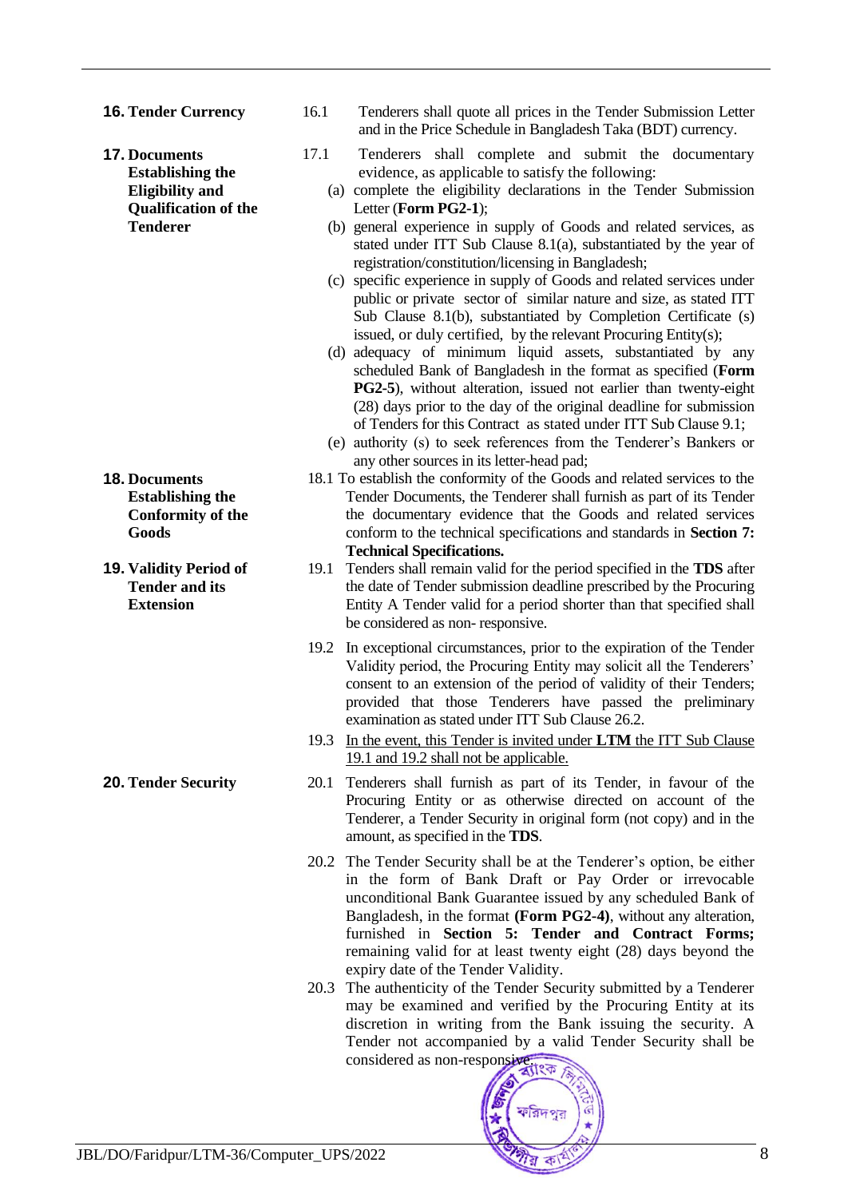### 16. Tender Currency

16.1 Tenderers shall quote all prices in the Tender Submission Letter and in the Price Schedule in Bangladesh Taka (BDT) currency.

### 17. Documents Establishing the Eligibility and Qualification of the Tenderer

17.1 Tenderers shall complete and submit the documentary evidence, as applicable to satisfy the following:

(a) complete the eligibility declarations in the Tender Submission Letter (**Form PG2-1**);

(b) general experience in supply of Goods and related services, as stated under ITT Sub Clause 8.1(a), substantiated by the year of registration/constitution/licensing in Bangladesh;

(c) specific experience in supply of Goods and related services under public or private sector of similar nature and size, as stated ITT Sub Clause 8.1(b), substantiated by Completion Certificate (s) issued, or duly certified, by the relevant Procuring Entity(s);

(d) adequacy of minimum liquid assets, substantiated by any scheduled Bank of Bangladesh in the format as specified (**Form PG2-5**), without alteration, issued not earlier than twenty-eight (28) days prior to the day of the original deadline for submission of Tenders for this Contract as stated under ITT Sub Clause 9.1;

(e) authority (s) to seek references from the Tenderer's Bankers or any other sources in its letter-head pad;

### 18. Documents Establishing the Conformity of the Goods

18.1 To establish the conformity of the Goods and related services to the Tender Documents, the Tenderer shall furnish as part of its Tender the documentary evidence that the Goods and related services conform to the technical specifications and standards in **Section 7: Technical Specifications.**

### 19. Validity Period of Tender and its Extension

19.1 Tenders shall remain valid for the period specified in the **TDS** after the date of Tender submission deadline prescribed by the Procuring Entity A Tender valid for a period shorter than that specified shall be considered as non- responsive.

19.2 In exceptional circumstances, prior to the expiration of the Tender Validity period, the Procuring Entity may solicit all the Tenderers' consent to an extension of the period of validity of their Tenders; provided that those Tenderers have passed the preliminary examination as stated under ITT Sub Clause 26.2.

19.3 <u>In the event, this Tender is invited under **LTM** the ITT Sub Clause 19.1 and 19.2 shall not be applicable.</u>

### 20. Tender Security

20.1 Tenderers shall furnish as part of its Tender, in favour of the Procuring Entity or as otherwise directed on account of the Tenderer, a Tender Security in original form (not copy) and in the amount, as specified in the **TDS**.

20.2 The Tender Security shall be at the Tenderer's option, be either in the form of Bank Draft or Pay Order or irrevocable unconditional Bank Guarantee issued by any scheduled Bank of Bangladesh, in the format **(Form PG2-4)**, without any alteration, furnished in **Section 5: Tender and Contract Forms;** remaining valid for at least twenty eight (28) days beyond the expiry date of the Tender Validity.

20.3 The authenticity of the Tender Security submitted by a Tenderer may be examined and verified by the Procuring Entity at its discretion in writing from the Bank issuing the security. A Tender not accompanied by a valid Tender Security shall be considered as non-responsive.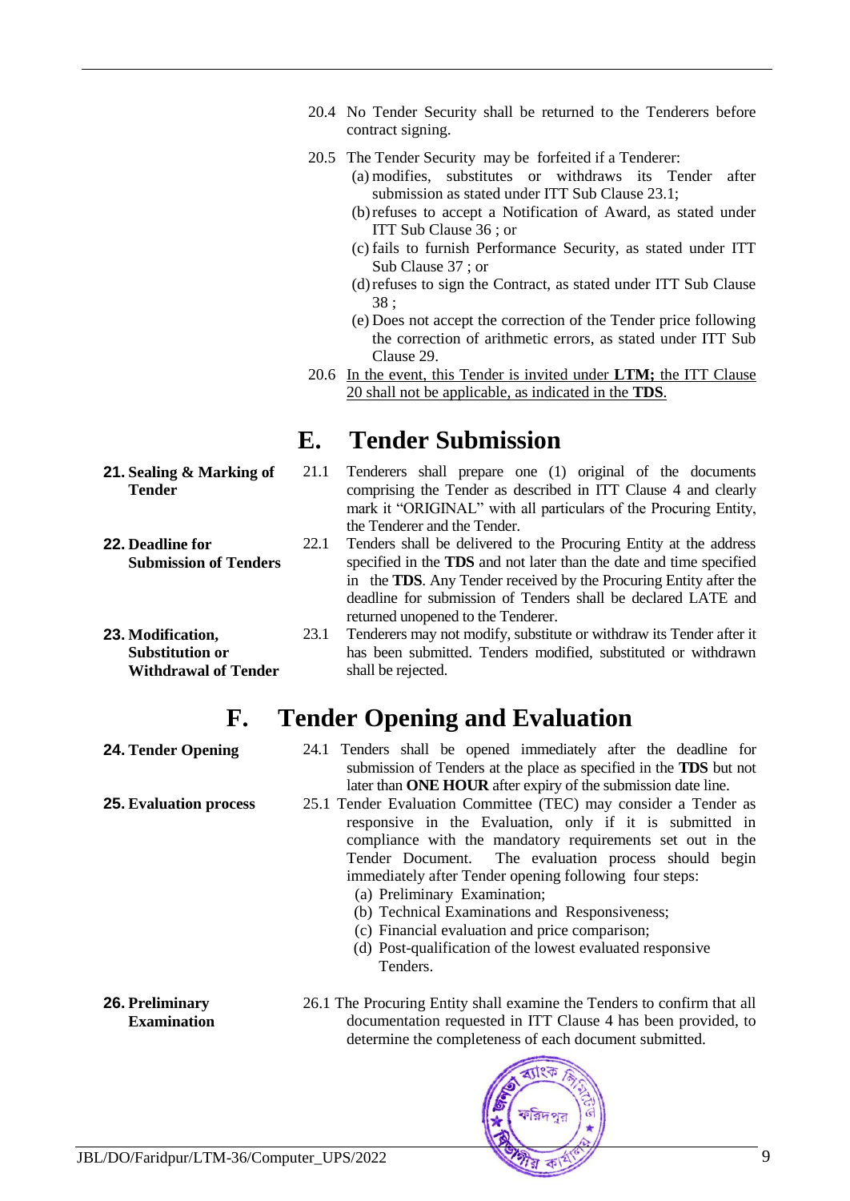20.4 No Tender Security shall be returned to the Tenderers before contract signing.

20.5 The Tender Security may be forfeited if a Tenderer:

(a) modifies, substitutes or withdraws its Tender after submission as stated under ITT Sub Clause 23.1;

(b) refuses to accept a Notification of Award, as stated under ITT Sub Clause 36 ; or

(c) fails to furnish Performance Security, as stated under ITT Sub Clause 37 ; or

(d) refuses to sign the Contract, as stated under ITT Sub Clause 38 ;

(e) Does not accept the correction of the Tender price following the correction of arithmetic errors, as stated under ITT Sub Clause 29.

20.6 <u>In the event, this Tender is invited under **LTM;** the ITT Clause 20 shall not be applicable, as indicated in the **TDS**.</u>

# E. Tender Submission

**21. Sealing & Marking of Tender**

21.1 Tenderers shall prepare one (1) original of the documents comprising the Tender as described in ITT Clause 4 and clearly mark it "ORIGINAL" with all particulars of the Procuring Entity, the Tenderer and the Tender.

**22. Deadline for Submission of Tenders**

22.1 Tenders shall be delivered to the Procuring Entity at the address specified in the **TDS** and not later than the date and time specified in the **TDS**. Any Tender received by the Procuring Entity after the deadline for submission of Tenders shall be declared LATE and returned unopened to the Tenderer.

**23. Modification, Substitution or Withdrawal of Tender**

23.1 Tenderers may not modify, substitute or withdraw its Tender after it has been submitted. Tenders modified, substituted or withdrawn shall be rejected.

# F. Tender Opening and Evaluation

**24. Tender Opening**

24.1 Tenders shall be opened immediately after the deadline for submission of Tenders at the place as specified in the **TDS** but not later than **ONE HOUR** after expiry of the submission date line.

**25. Evaluation process**

25.1 Tender Evaluation Committee (TEC) may consider a Tender as responsive in the Evaluation, only if it is submitted in compliance with the mandatory requirements set out in the Tender Document. The evaluation process should begin immediately after Tender opening following four steps:

(a) Preliminary Examination;

(b) Technical Examinations and Responsiveness;

(c) Financial evaluation and price comparison;

(d) Post-qualification of the lowest evaluated responsive Tenders.

**26. Preliminary Examination**

26.1 The Procuring Entity shall examine the Tenders to confirm that all documentation requested in ITT Clause 4 has been provided, to determine the completeness of each document submitted.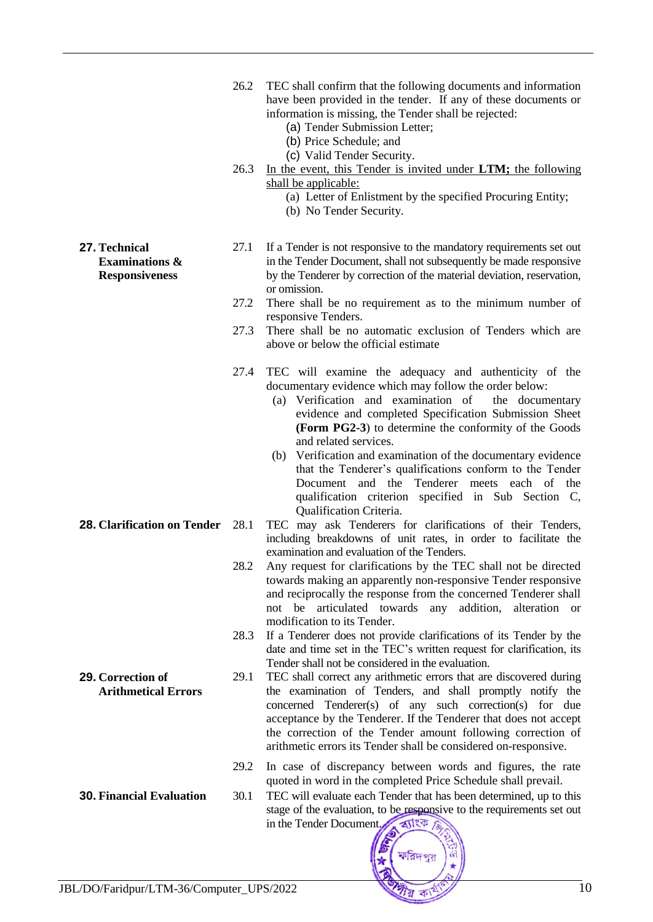26.2 TEC shall confirm that the following documents and information have been provided in the tender. If any of these documents or information is missing, the Tender shall be rejected:

(a) Tender Submission Letter;
(b) Price Schedule; and
(c) Valid Tender Security.

26.3 In the event, this Tender is invited under **LTM;** the following shall be applicable:

(a) Letter of Enlistment by the specified Procuring Entity;
(b) No Tender Security.

**27. Technical Examinations & Responsiveness**

27.1 If a Tender is not responsive to the mandatory requirements set out in the Tender Document, shall not subsequently be made responsive by the Tenderer by correction of the material deviation, reservation, or omission.

27.2 There shall be no requirement as to the minimum number of responsive Tenders.

27.3 There shall be no automatic exclusion of Tenders which are above or below the official estimate

27.4 TEC will examine the adequacy and authenticity of the documentary evidence which may follow the order below:

(a) Verification and examination of the documentary evidence and completed Specification Submission Sheet **(Form PG2-3**) to determine the conformity of the Goods and related services.
(b) Verification and examination of the documentary evidence that the Tenderer's qualifications conform to the Tender Document and the Tenderer meets each of the qualification criterion specified in Sub Section C, Qualification Criteria.

**28. Clarification on Tender**

28.1 TEC may ask Tenderers for clarifications of their Tenders, including breakdowns of unit rates, in order to facilitate the examination and evaluation of the Tenders.

28.2 Any request for clarifications by the TEC shall not be directed towards making an apparently non-responsive Tender responsive and reciprocally the response from the concerned Tenderer shall not be articulated towards any addition, alteration or modification to its Tender.

28.3 If a Tenderer does not provide clarifications of its Tender by the date and time set in the TEC's written request for clarification, its Tender shall not be considered in the evaluation.

**29. Correction of Arithmetical Errors**

29.1 TEC shall correct any arithmetic errors that are discovered during the examination of Tenders, and shall promptly notify the concerned Tenderer(s) of any such correction(s) for due acceptance by the Tenderer. If the Tenderer that does not accept the correction of the Tender amount following correction of arithmetic errors its Tender shall be considered on-responsive.

29.2 In case of discrepancy between words and figures, the rate quoted in word in the completed Price Schedule shall prevail.

**30. Financial Evaluation**

30.1 TEC will evaluate each Tender that has been determined, up to this stage of the evaluation, to be responsive to the requirements set out in the Tender Document.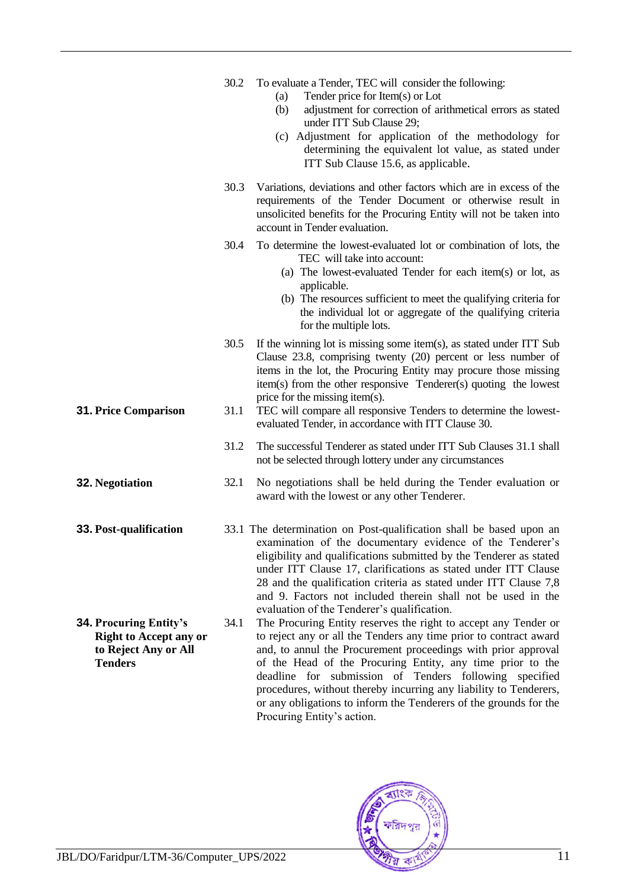30.2 To evaluate a Tender, TEC will consider the following:

(a) Tender price for Item(s) or Lot

(b) adjustment for correction of arithmetical errors as stated under ITT Sub Clause 29;

(c) Adjustment for application of the methodology for determining the equivalent lot value, as stated under ITT Sub Clause 15.6, as applicable.

30.3 Variations, deviations and other factors which are in excess of the requirements of the Tender Document or otherwise result in unsolicited benefits for the Procuring Entity will not be taken into account in Tender evaluation.

30.4 To determine the lowest-evaluated lot or combination of lots, the TEC will take into account:

(a) The lowest-evaluated Tender for each item(s) or lot, as applicable.

(b) The resources sufficient to meet the qualifying criteria for the individual lot or aggregate of the qualifying criteria for the multiple lots.

30.5 If the winning lot is missing some item(s), as stated under ITT Sub Clause 23.8, comprising twenty (20) percent or less number of items in the lot, the Procuring Entity may procure those missing item(s) from the other responsive Tenderer(s) quoting the lowest price for the missing item(s).

**31. Price Comparison**

31.1 TEC will compare all responsive Tenders to determine the lowest-evaluated Tender, in accordance with ITT Clause 30.

31.2 The successful Tenderer as stated under ITT Sub Clauses 31.1 shall not be selected through lottery under any circumstances

**32. Negotiation**

32.1 No negotiations shall be held during the Tender evaluation or award with the lowest or any other Tenderer.

**33. Post-qualification**

33.1 The determination on Post-qualification shall be based upon an examination of the documentary evidence of the Tenderer's eligibility and qualifications submitted by the Tenderer as stated under ITT Clause 17, clarifications as stated under ITT Clause 28 and the qualification criteria as stated under ITT Clause 7,8 and 9. Factors not included therein shall not be used in the evaluation of the Tenderer's qualification.

**34. Procuring Entity's Right to Accept any or to Reject Any or All Tenders**

34.1 The Procuring Entity reserves the right to accept any Tender or to reject any or all the Tenders any time prior to contract award and, to annul the Procurement proceedings with prior approval of the Head of the Procuring Entity, any time prior to the deadline for submission of Tenders following specified procedures, without thereby incurring any liability to Tenderers, or any obligations to inform the Tenderers of the grounds for the Procuring Entity's action.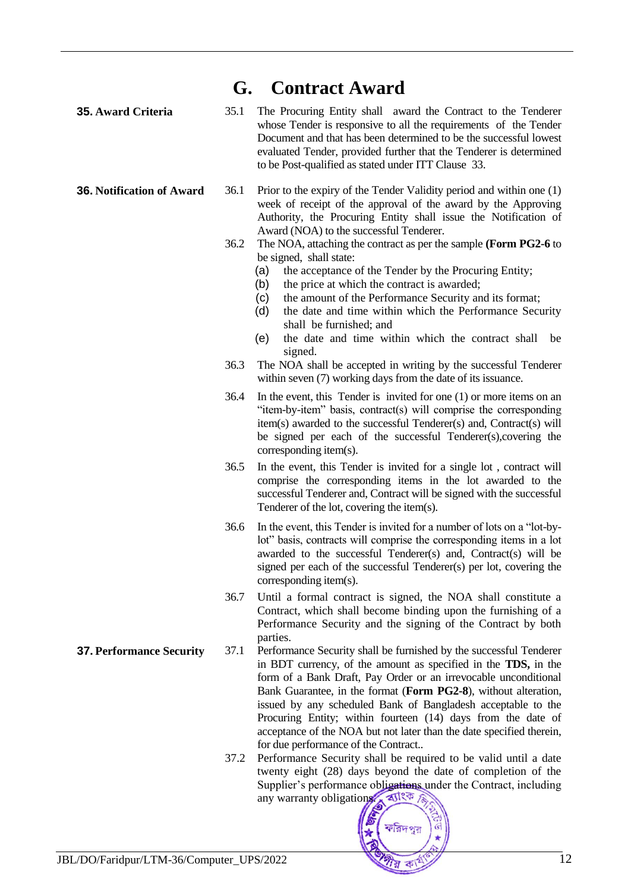## G. Contract Award

**35. Award Criteria**

35.1 The Procuring Entity shall award the Contract to the Tenderer whose Tender is responsive to all the requirements of the Tender Document and that has been determined to be the successful lowest evaluated Tender, provided further that the Tenderer is determined to be Post-qualified as stated under ITT Clause 33.

**36. Notification of Award**

36.1 Prior to the expiry of the Tender Validity period and within one (1) week of receipt of the approval of the award by the Approving Authority, the Procuring Entity shall issue the Notification of Award (NOA) to the successful Tenderer.

36.2 The NOA, attaching the contract as per the sample **(Form PG2-6** to be signed, shall state:

- (a) the acceptance of the Tender by the Procuring Entity;
- (b) the price at which the contract is awarded;
- (c) the amount of the Performance Security and its format;
- (d) the date and time within which the Performance Security shall be furnished; and
- (e) the date and time within which the contract shall be signed.

36.3 The NOA shall be accepted in writing by the successful Tenderer within seven (7) working days from the date of its issuance.

36.4 In the event, this Tender is invited for one (1) or more items on an "item-by-item" basis, contract(s) will comprise the corresponding item(s) awarded to the successful Tenderer(s) and, Contract(s) will be signed per each of the successful Tenderer(s),covering the corresponding item(s).

36.5 In the event, this Tender is invited for a single lot , contract will comprise the corresponding items in the lot awarded to the successful Tenderer and, Contract will be signed with the successful Tenderer of the lot, covering the item(s).

36.6 In the event, this Tender is invited for a number of lots on a "lot-by-lot" basis, contracts will comprise the corresponding items in a lot awarded to the successful Tenderer(s) and, Contract(s) will be signed per each of the successful Tenderer(s) per lot, covering the corresponding item(s).

36.7 Until a formal contract is signed, the NOA shall constitute a Contract, which shall become binding upon the furnishing of a Performance Security and the signing of the Contract by both parties.

**37. Performance Security**

37.1 Performance Security shall be furnished by the successful Tenderer in BDT currency, of the amount as specified in the **TDS,** in the form of a Bank Draft, Pay Order or an irrevocable unconditional Bank Guarantee, in the format (**Form PG2-8**), without alteration, issued by any scheduled Bank of Bangladesh acceptable to the Procuring Entity; within fourteen (14) days from the date of acceptance of the NOA but not later than the date specified therein, for due performance of the Contract..

37.2 Performance Security shall be required to be valid until a date twenty eight (28) days beyond the date of completion of the Supplier's performance obligations under the Contract, including any warranty obligations.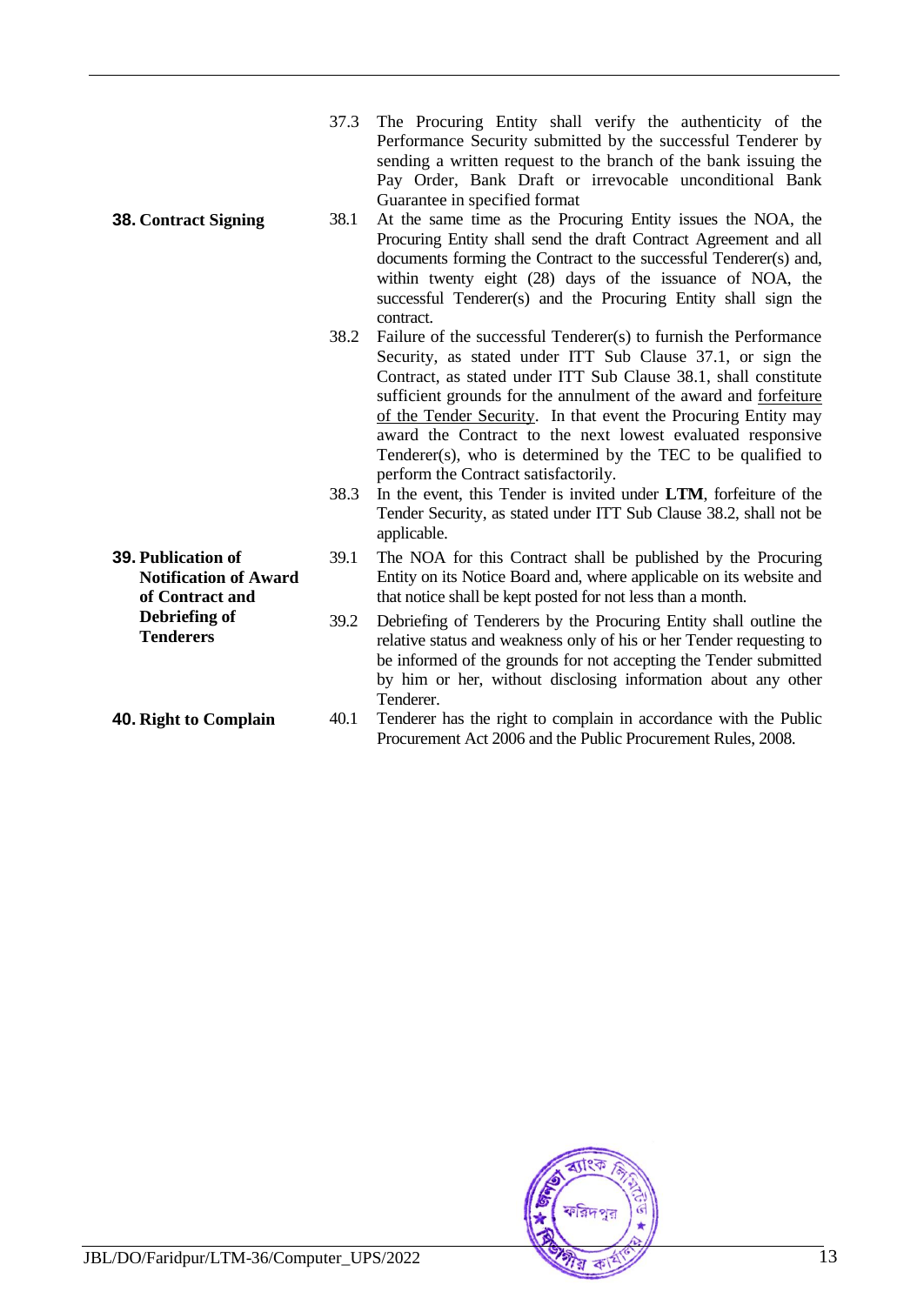37.3 The Procuring Entity shall verify the authenticity of the Performance Security submitted by the successful Tenderer by sending a written request to the branch of the bank issuing the Pay Order, Bank Draft or irrevocable unconditional Bank Guarantee in specified format

**38. Contract Signing**

38.1 At the same time as the Procuring Entity issues the NOA, the Procuring Entity shall send the draft Contract Agreement and all documents forming the Contract to the successful Tenderer(s) and, within twenty eight (28) days of the issuance of NOA, the successful Tenderer(s) and the Procuring Entity shall sign the contract.

38.2 Failure of the successful Tenderer(s) to furnish the Performance Security, as stated under ITT Sub Clause 37.1, or sign the Contract, as stated under ITT Sub Clause 38.1, shall constitute sufficient grounds for the annulment of the award and forfeiture of the Tender Security. In that event the Procuring Entity may award the Contract to the next lowest evaluated responsive Tenderer(s), who is determined by the TEC to be qualified to perform the Contract satisfactorily.

38.3 In the event, this Tender is invited under **LTM**, forfeiture of the Tender Security, as stated under ITT Sub Clause 38.2, shall not be applicable.

**39. Publication of Notification of Award of Contract and Debriefing of Tenderers**

39.1 The NOA for this Contract shall be published by the Procuring Entity on its Notice Board and, where applicable on its website and that notice shall be kept posted for not less than a month.

39.2 Debriefing of Tenderers by the Procuring Entity shall outline the relative status and weakness only of his or her Tender requesting to be informed of the grounds for not accepting the Tender submitted by him or her, without disclosing information about any other Tenderer.

**40. Right to Complain**

40.1 Tenderer has the right to complain in accordance with the Public Procurement Act 2006 and the Public Procurement Rules, 2008.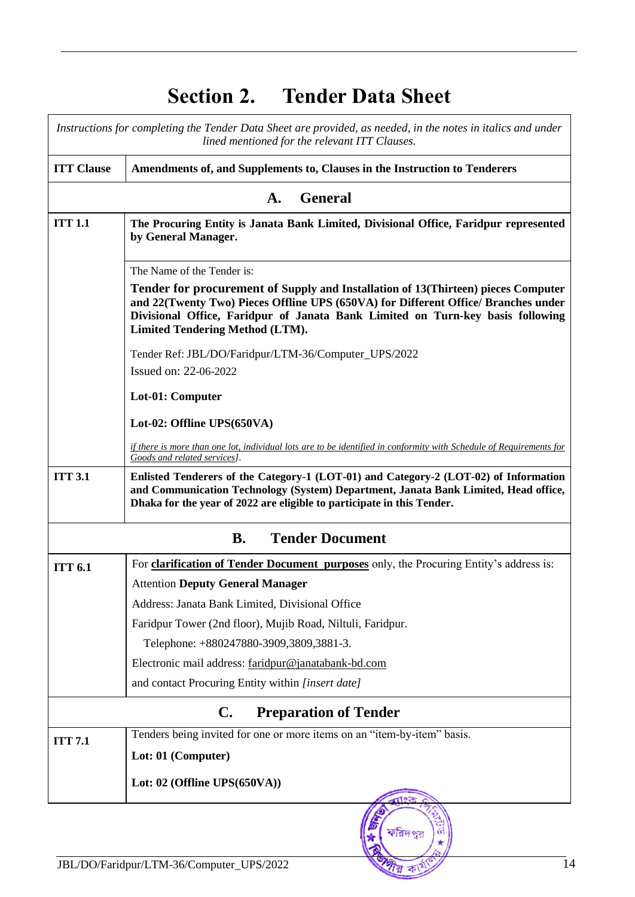# Section 2. Tender Data Sheet

| | |
|---|---|
| *Instructions for completing the Tender Data Sheet are provided, as needed, in the notes in italics and under lined mentioned for the relevant ITT Clauses.* | |
| **ITT Clause** | **Amendments of, and Supplements to, Clauses in the Instruction to Tenderers** |
| **A. General** | |
| **ITT 1.1** | **The Procuring Entity is Janata Bank Limited, Divisional Office, Faridpur represented by General Manager.** |
| | The Name of the Tender is:<br>**Tender for procurement of Supply and Installation of 13(Thirteen) pieces Computer and 22(Twenty Two) Pieces Offline UPS (650VA) for Different Office/ Branches under Divisional Office, Faridpur of Janata Bank Limited on Turn-key basis following Limited Tendering Method (LTM).**<br>Tender Ref: JBL/DO/Faridpur/LTM-36/Computer_UPS/2022<br>Issued on: 22-06-2022<br>**Lot-01: Computer**<br>**Lot-02: Offline UPS(650VA)**<br>*if there is more than one lot, individual lots are to be identified in conformity with Schedule of Requirements for Goods and related services].* |
| **ITT 3.1** | **Enlisted Tenderers of the Category-1 (LOT-01) and Category-2 (LOT-02) of Information and Communication Technology (System) Department, Janata Bank Limited, Head office, Dhaka for the year of 2022 are eligible to participate in this Tender.** |
| **B. Tender Document** | |
| **ITT 6.1** | For **clarification of Tender Document purposes** only, the Procuring Entity's address is:<br>Attention **Deputy General Manager**<br>Address: Janata Bank Limited, Divisional Office<br>Faridpur Tower (2nd floor), Mujib Road, Niltuli, Faridpur.<br>Telephone: +880247880-3909,3809,3881-3.<br>Electronic mail address: faridpur@janatabank-bd.com<br>and contact Procuring Entity within *[insert date]* |
| **C. Preparation of Tender** | |
| **ITT 7.1** | Tenders being invited for one or more items on an "item-by-item" basis.<br>**Lot: 01 (Computer)**<br>**Lot: 02 (Offline UPS(650VA))** |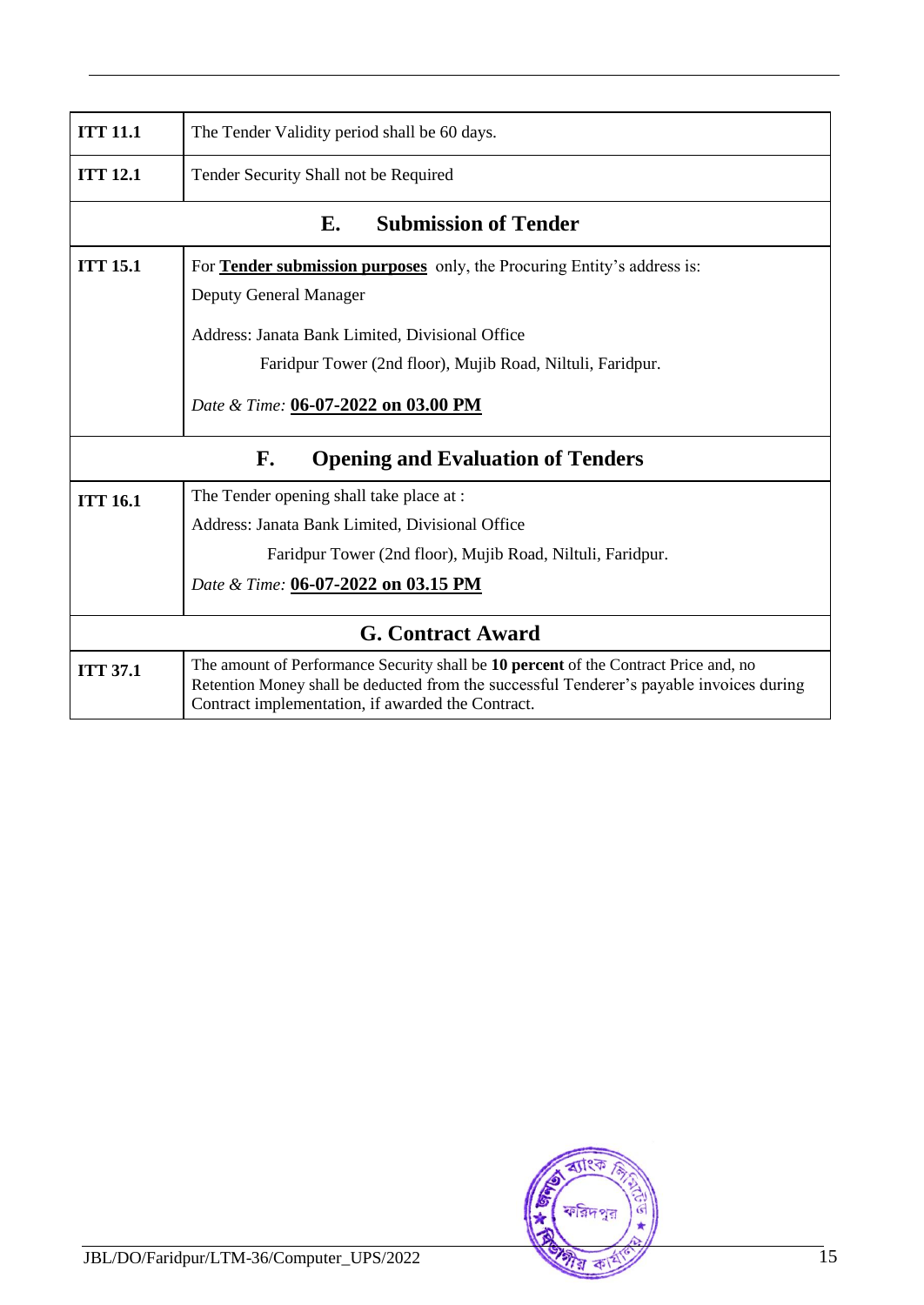| | |
|---|---|
| **ITT 11.1** | The Tender Validity period shall be 60 days. |
| **ITT 12.1** | Tender Security Shall not be Required |
| **E. Submission of Tender** | |
| **ITT 15.1** | For **Tender submission purposes** only, the Procuring Entity's address is:<br>Deputy General Manager<br>Address: Janata Bank Limited, Divisional Office<br>Faridpur Tower (2nd floor), Mujib Road, Niltuli, Faridpur.<br>*Date & Time:* **06-07-2022 on 03.00 PM** |
| **F. Opening and Evaluation of Tenders** | |
| **ITT 16.1** | The Tender opening shall take place at :<br>Address: Janata Bank Limited, Divisional Office<br>Faridpur Tower (2nd floor), Mujib Road, Niltuli, Faridpur.<br>*Date & Time:* **06-07-2022 on 03.15 PM** |
| **G. Contract Award** | |
| **ITT 37.1** | The amount of Performance Security shall be **10 percent** of the Contract Price and, no Retention Money shall be deducted from the successful Tenderer's payable invoices during Contract implementation, if awarded the Contract. |

JBL/DO/Faridpur/LTM-36/Computer_UPS/2022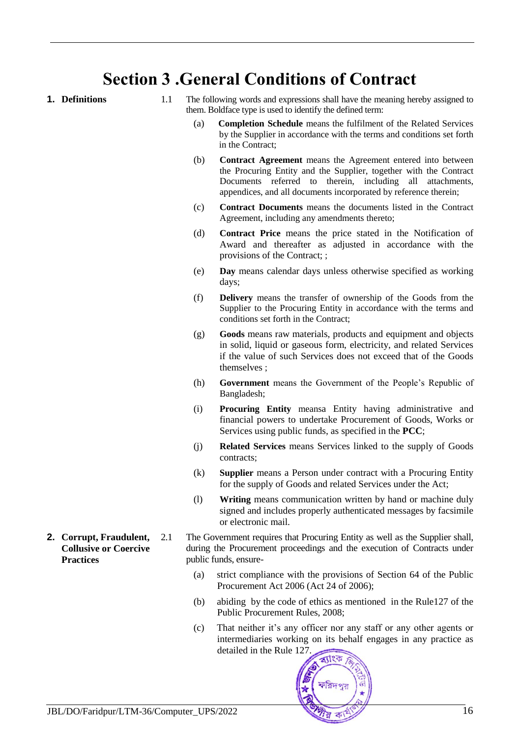# Section 3 .General Conditions of Contract

**1. Definitions**

1.1 The following words and expressions shall have the meaning hereby assigned to them. Boldface type is used to identify the defined term:

(a) **Completion Schedule** means the fulfilment of the Related Services by the Supplier in accordance with the terms and conditions set forth in the Contract;

(b) **Contract Agreement** means the Agreement entered into between the Procuring Entity and the Supplier, together with the Contract Documents referred to therein, including all attachments, appendices, and all documents incorporated by reference therein;

(c) **Contract Documents** means the documents listed in the Contract Agreement, including any amendments thereto;

(d) **Contract Price** means the price stated in the Notification of Award and thereafter as adjusted in accordance with the provisions of the Contract; ;

(e) **Day** means calendar days unless otherwise specified as working days;

(f) **Delivery** means the transfer of ownership of the Goods from the Supplier to the Procuring Entity in accordance with the terms and conditions set forth in the Contract;

(g) **Goods** means raw materials, products and equipment and objects in solid, liquid or gaseous form, electricity, and related Services if the value of such Services does not exceed that of the Goods themselves ;

(h) **Government** means the Government of the People's Republic of Bangladesh;

(i) **Procuring Entity** meansa Entity having administrative and financial powers to undertake Procurement of Goods, Works or Services using public funds, as specified in the **PCC**;

(j) **Related Services** means Services linked to the supply of Goods contracts;

(k) **Supplier** means a Person under contract with a Procuring Entity for the supply of Goods and related Services under the Act;

(l) **Writing** means communication written by hand or machine duly signed and includes properly authenticated messages by facsimile or electronic mail.

**2. Corrupt, Fraudulent, Collusive or Coercive Practices**

2.1 The Government requires that Procuring Entity as well as the Supplier shall, during the Procurement proceedings and the execution of Contracts under public funds, ensure-

(a) strict compliance with the provisions of Section 64 of the Public Procurement Act 2006 (Act 24 of 2006);

(b) abiding by the code of ethics as mentioned in the Rule127 of the Public Procurement Rules, 2008;

(c) That neither it's any officer nor any staff or any other agents or intermediaries working on its behalf engages in any practice as detailed in the Rule 127.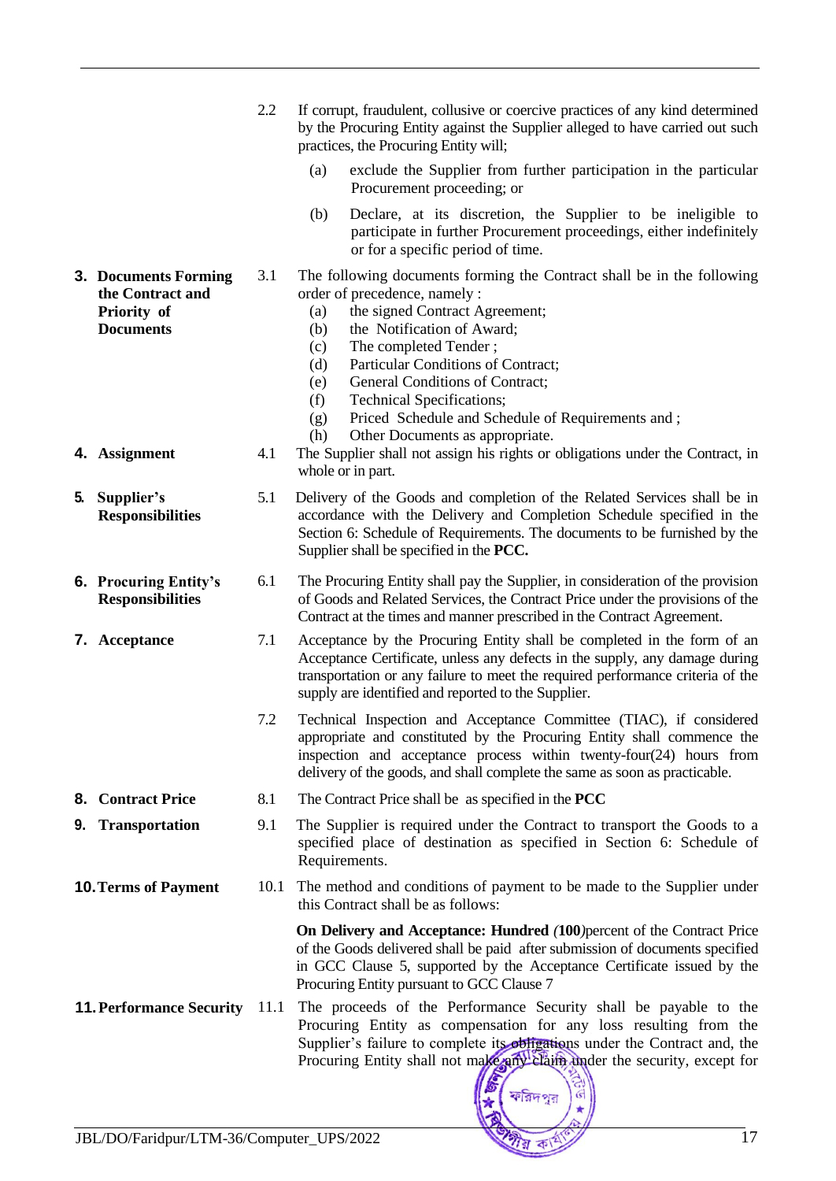2.2 If corrupt, fraudulent, collusive or coercive practices of any kind determined by the Procuring Entity against the Supplier alleged to have carried out such practices, the Procuring Entity will;

(a) exclude the Supplier from further participation in the particular Procurement proceeding; or

(b) Declare, at its discretion, the Supplier to be ineligible to participate in further Procurement proceedings, either indefinitely or for a specific period of time.

**3. Documents Forming the Contract and Priority of Documents**

3.1 The following documents forming the Contract shall be in the following order of precedence, namely :

(a) the signed Contract Agreement;
(b) the Notification of Award;
(c) The completed Tender ;
(d) Particular Conditions of Contract;
(e) General Conditions of Contract;
(f) Technical Specifications;
(g) Priced Schedule and Schedule of Requirements and ;
(h) Other Documents as appropriate.

**4. Assignment**

4.1 The Supplier shall not assign his rights or obligations under the Contract, in whole or in part.

**5. Supplier's Responsibilities**

5.1 Delivery of the Goods and completion of the Related Services shall be in accordance with the Delivery and Completion Schedule specified in the Section 6: Schedule of Requirements. The documents to be furnished by the Supplier shall be specified in the **PCC.**

**6. Procuring Entity's Responsibilities**

6.1 The Procuring Entity shall pay the Supplier, in consideration of the provision of Goods and Related Services, the Contract Price under the provisions of the Contract at the times and manner prescribed in the Contract Agreement.

**7. Acceptance**

7.1 Acceptance by the Procuring Entity shall be completed in the form of an Acceptance Certificate, unless any defects in the supply, any damage during transportation or any failure to meet the required performance criteria of the supply are identified and reported to the Supplier.

7.2 Technical Inspection and Acceptance Committee (TIAC), if considered appropriate and constituted by the Procuring Entity shall commence the inspection and acceptance process within twenty-four(24) hours from delivery of the goods, and shall complete the same as soon as practicable.

**8. Contract Price**

8.1 The Contract Price shall be as specified in the **PCC**

**9. Transportation**

9.1 The Supplier is required under the Contract to transport the Goods to a specified place of destination as specified in Section 6: Schedule of Requirements.

**10. Terms of Payment**

10.1 The method and conditions of payment to be made to the Supplier under this Contract shall be as follows:

**On Delivery and Acceptance: Hundred** *(***100***)*percent of the Contract Price of the Goods delivered shall be paid after submission of documents specified in GCC Clause 5, supported by the Acceptance Certificate issued by the Procuring Entity pursuant to GCC Clause 7

**11. Performance Security**

11.1 The proceeds of the Performance Security shall be payable to the Procuring Entity as compensation for any loss resulting from the Supplier's failure to complete its obligations under the Contract and, the Procuring Entity shall not make any claim under the security, except for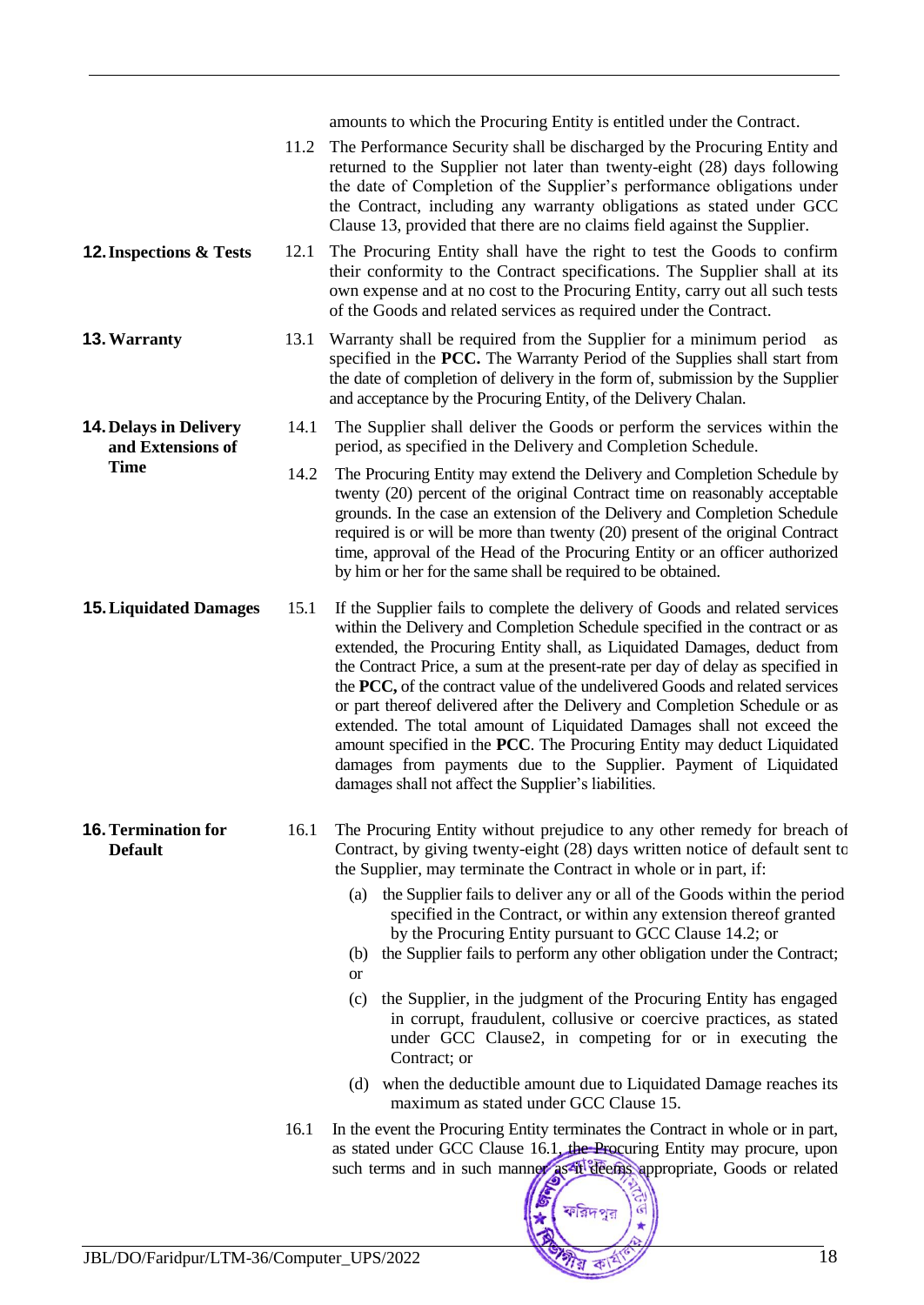amounts to which the Procuring Entity is entitled under the Contract.

11.2 The Performance Security shall be discharged by the Procuring Entity and returned to the Supplier not later than twenty-eight (28) days following the date of Completion of the Supplier's performance obligations under the Contract, including any warranty obligations as stated under GCC Clause 13, provided that there are no claims field against the Supplier.

**12. Inspections & Tests**

12.1 The Procuring Entity shall have the right to test the Goods to confirm their conformity to the Contract specifications. The Supplier shall at its own expense and at no cost to the Procuring Entity, carry out all such tests of the Goods and related services as required under the Contract.

**13. Warranty**

13.1 Warranty shall be required from the Supplier for a minimum period as specified in the **PCC.** The Warranty Period of the Supplies shall start from the date of completion of delivery in the form of, submission by the Supplier and acceptance by the Procuring Entity, of the Delivery Chalan.

**14. Delays in Delivery and Extensions of Time**

14.1 The Supplier shall deliver the Goods or perform the services within the period, as specified in the Delivery and Completion Schedule.

14.2 The Procuring Entity may extend the Delivery and Completion Schedule by twenty (20) percent of the original Contract time on reasonably acceptable grounds. In the case an extension of the Delivery and Completion Schedule required is or will be more than twenty (20) present of the original Contract time, approval of the Head of the Procuring Entity or an officer authorized by him or her for the same shall be required to be obtained.

**15. Liquidated Damages**

15.1 If the Supplier fails to complete the delivery of Goods and related services within the Delivery and Completion Schedule specified in the contract or as extended, the Procuring Entity shall, as Liquidated Damages, deduct from the Contract Price, a sum at the present-rate per day of delay as specified in the **PCC,** of the contract value of the undelivered Goods and related services or part thereof delivered after the Delivery and Completion Schedule or as extended. The total amount of Liquidated Damages shall not exceed the amount specified in the **PCC**. The Procuring Entity may deduct Liquidated damages from payments due to the Supplier. Payment of Liquidated damages shall not affect the Supplier's liabilities.

**16. Termination for Default**

16.1 The Procuring Entity without prejudice to any other remedy for breach of Contract, by giving twenty-eight (28) days written notice of default sent to the Supplier, may terminate the Contract in whole or in part, if:

(a) the Supplier fails to deliver any or all of the Goods within the period specified in the Contract, or within any extension thereof granted by the Procuring Entity pursuant to GCC Clause 14.2; or

(b) the Supplier fails to perform any other obligation under the Contract; or

(c) the Supplier, in the judgment of the Procuring Entity has engaged in corrupt, fraudulent, collusive or coercive practices, as stated under GCC Clause2, in competing for or in executing the Contract; or

(d) when the deductible amount due to Liquidated Damage reaches its maximum as stated under GCC Clause 15.

16.1 In the event the Procuring Entity terminates the Contract in whole or in part, as stated under GCC Clause 16.1, the Procuring Entity may procure, upon such terms and in such manner as it deems appropriate, Goods or related

JBL/DO/Faridpur/LTM-36/Computer_UPS/2022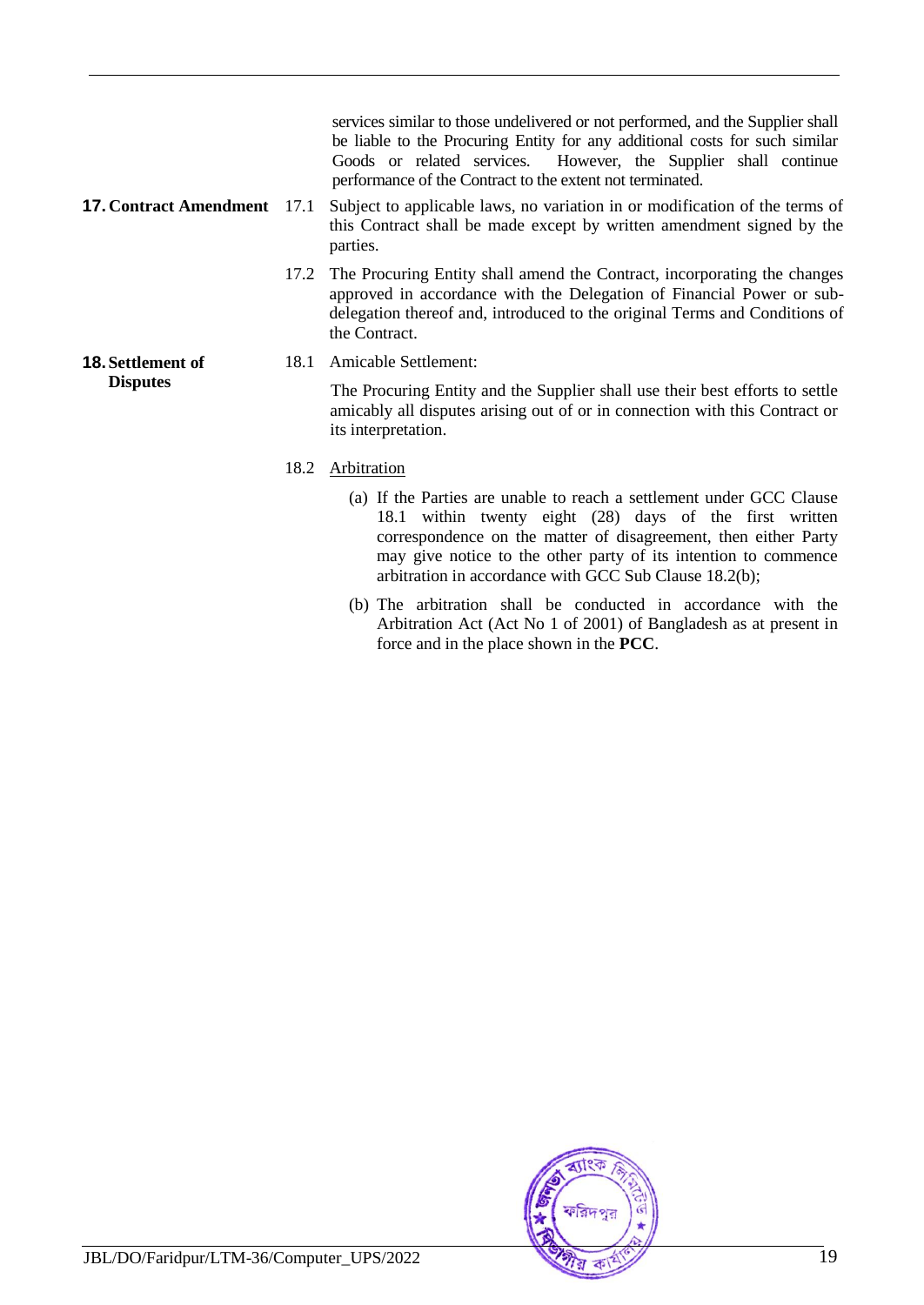services similar to those undelivered or not performed, and the Supplier shall be liable to the Procuring Entity for any additional costs for such similar Goods or related services. However, the Supplier shall continue performance of the Contract to the extent not terminated.

**17. Contract Amendment**

17.1 Subject to applicable laws, no variation in or modification of the terms of this Contract shall be made except by written amendment signed by the parties.

17.2 The Procuring Entity shall amend the Contract, incorporating the changes approved in accordance with the Delegation of Financial Power or sub-delegation thereof and, introduced to the original Terms and Conditions of the Contract.

**18. Settlement of Disputes**

18.1 Amicable Settlement:

The Procuring Entity and the Supplier shall use their best efforts to settle amicably all disputes arising out of or in connection with this Contract or its interpretation.

18.2 Arbitration

(a) If the Parties are unable to reach a settlement under GCC Clause 18.1 within twenty eight (28) days of the first written correspondence on the matter of disagreement, then either Party may give notice to the other party of its intention to commence arbitration in accordance with GCC Sub Clause 18.2(b);

(b) The arbitration shall be conducted in accordance with the Arbitration Act (Act No 1 of 2001) of Bangladesh as at present in force and in the place shown in the **PCC**.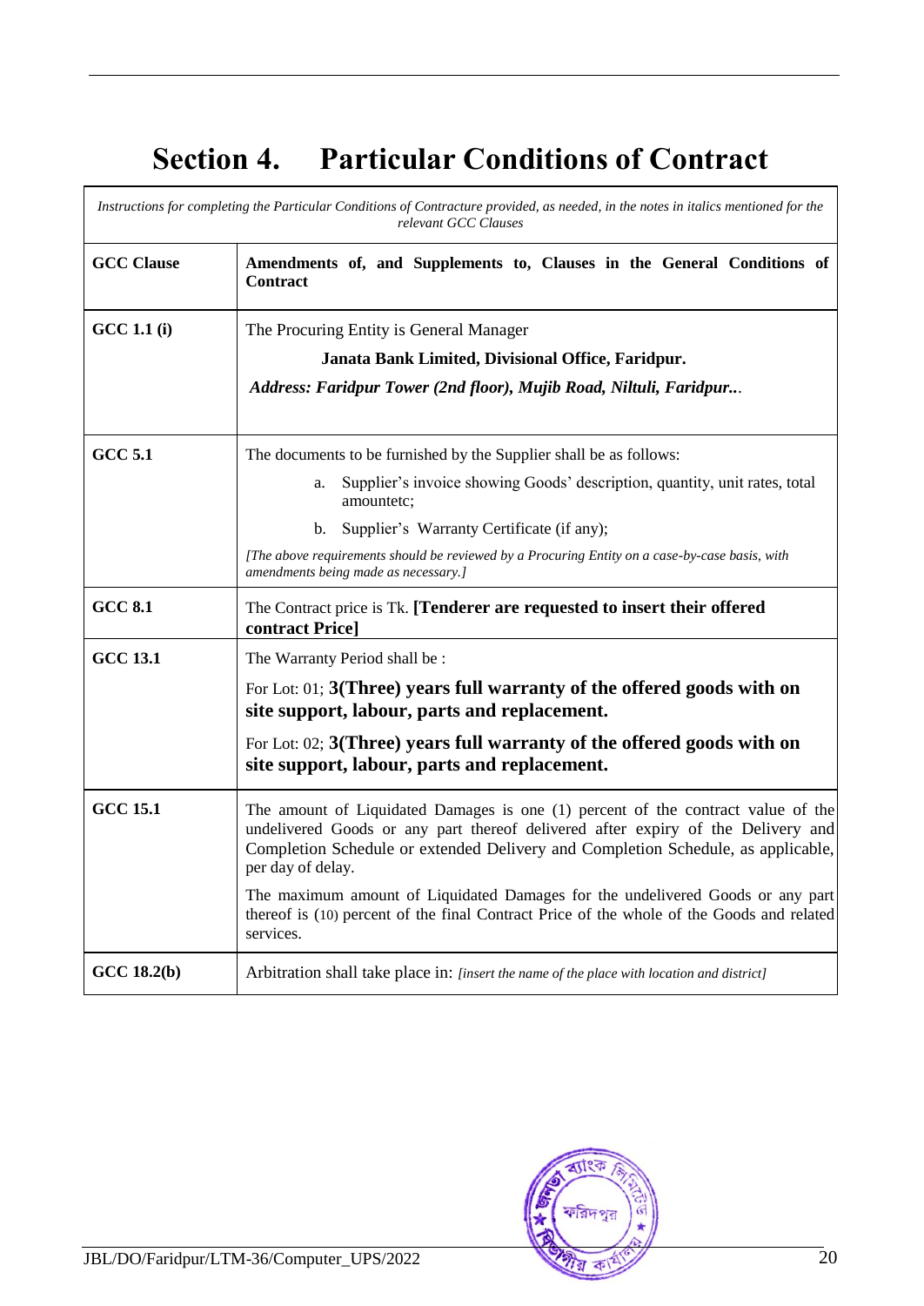# Section 4. Particular Conditions of Contract

| *Instructions for completing the Particular Conditions of Contracture provided, as needed, in the notes in italics mentioned for the relevant GCC Clauses* | |
|---|---|
| **GCC Clause** | **Amendments of, and Supplements to, Clauses in the General Conditions of Contract** |
| **GCC 1.1 (i)** | The Procuring Entity is General Manager<br>**Janata Bank Limited, Divisional Office, Faridpur.**<br>***Address: Faridpur Tower (2nd floor), Mujib Road, Niltuli, Faridpur..*.** |
| **GCC 5.1** | The documents to be furnished by the Supplier shall be as follows:<br>a. Supplier's invoice showing Goods' description, quantity, unit rates, total amountetc;<br>b. Supplier's Warranty Certificate (if any);<br>*[The above requirements should be reviewed by a Procuring Entity on a case-by-case basis, with amendments being made as necessary.]* |
| **GCC 8.1** | The Contract price is Tk. **[Tenderer are requested to insert their offered contract Price]** |
| **GCC 13.1** | The Warranty Period shall be :<br>For Lot: 01; **3(Three) years full warranty of the offered goods with on site support, labour, parts and replacement.**<br>For Lot: 02; **3(Three) years full warranty of the offered goods with on site support, labour, parts and replacement.** |
| **GCC 15.1** | The amount of Liquidated Damages is one (1) percent of the contract value of the undelivered Goods or any part thereof delivered after expiry of the Delivery and Completion Schedule or extended Delivery and Completion Schedule, as applicable, per day of delay.<br>The maximum amount of Liquidated Damages for the undelivered Goods or any part thereof is (10) percent of the final Contract Price of the whole of the Goods and related services. |
| **GCC 18.2(b)** | Arbitration shall take place in: *[insert the name of the place with location and district]* |

JBL/DO/Faridpur/LTM-36/Computer_UPS/2022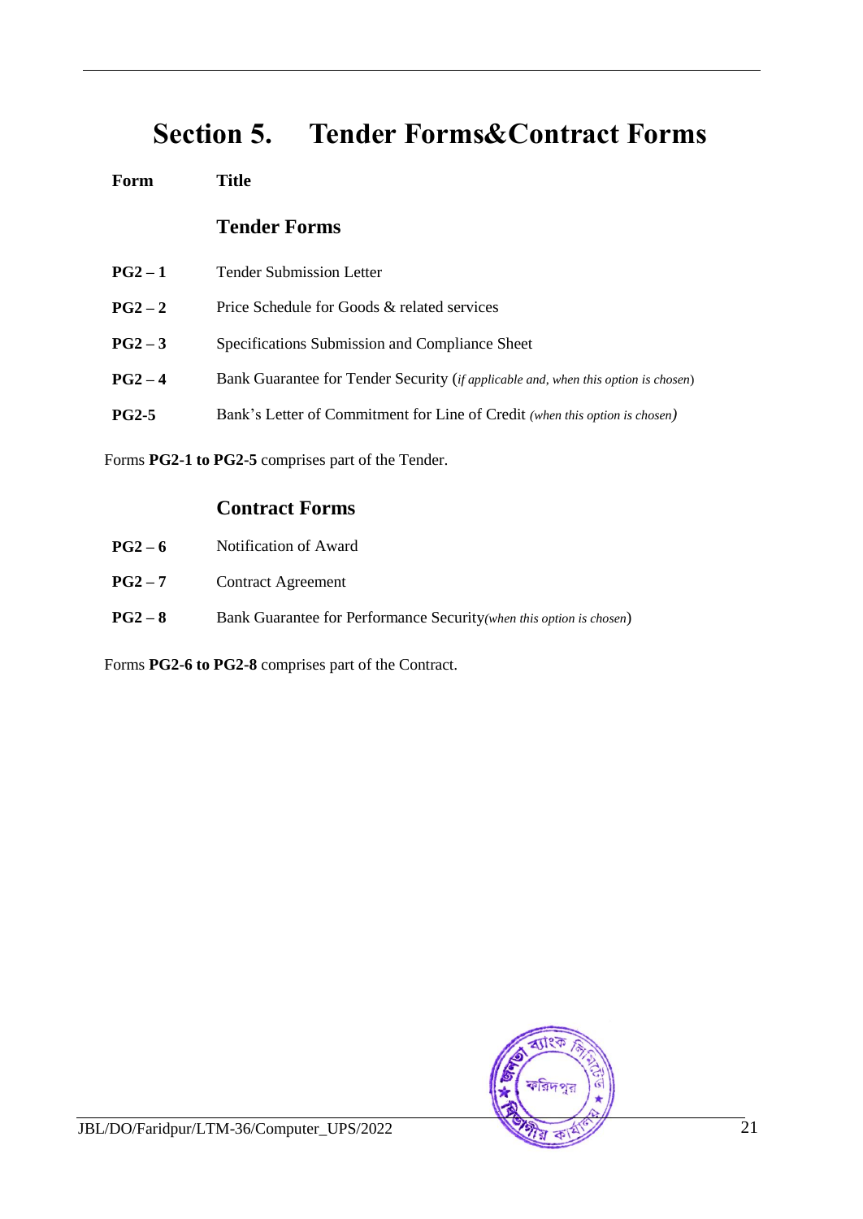# Section 5. Tender Forms&Contract Forms

| Form | Title |
|---|---|
| | **Tender Forms** |
| **PG2 – 1** | Tender Submission Letter |
| **PG2 – 2** | Price Schedule for Goods & related services |
| **PG2 – 3** | Specifications Submission and Compliance Sheet |
| **PG2 – 4** | Bank Guarantee for Tender Security (*if applicable and, when this option is chosen*) |
| **PG2-5** | Bank's Letter of Commitment for Line of Credit *(when this option is chosen)* |

Forms **PG2-1 to PG2-5** comprises part of the Tender.

| Form | Title |
|---|---|
| | **Contract Forms** |
| **PG2 – 6** | Notification of Award |
| **PG2 – 7** | Contract Agreement |
| **PG2 – 8** | Bank Guarantee for Performance Security*(when this option is chosen*) |

Forms **PG2-6 to PG2-8** comprises part of the Contract.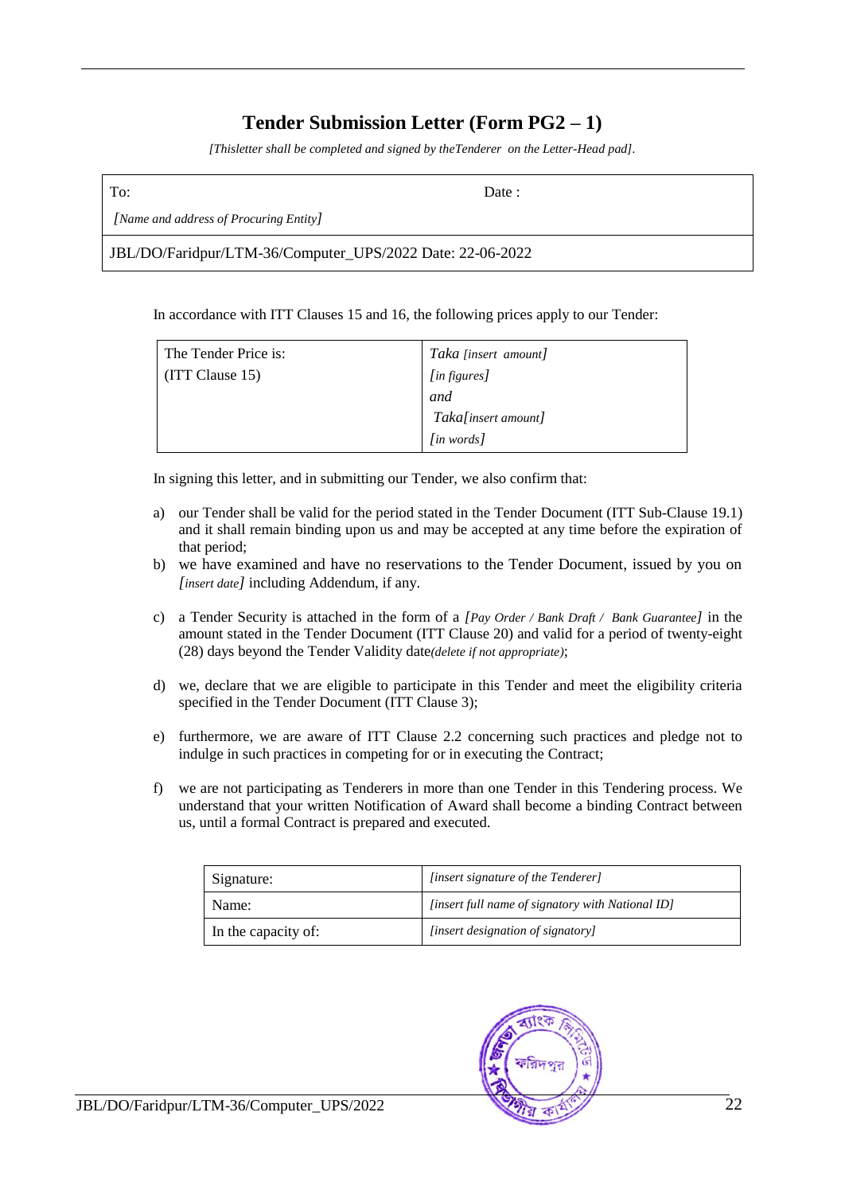## Tender Submission Letter (Form PG2 – 1)

*[Thisletter shall be completed and signed by theTenderer on the Letter-Head pad].*

| | |
|---|---|
| To: *[Name and address of Procuring Entity]* | Date : |
| JBL/DO/Faridpur/LTM-36/Computer_UPS/2022 Date: 22-06-2022 | |

In accordance with ITT Clauses 15 and 16, the following prices apply to our Tender:

| | |
|---|---|
| The Tender Price is: (ITT Clause 15) | *Taka [insert amount] [in figures] and Taka[insert amount] [in words]* |

In signing this letter, and in submitting our Tender, we also confirm that:

a) our Tender shall be valid for the period stated in the Tender Document (ITT Sub-Clause 19.1) and it shall remain binding upon us and may be accepted at any time before the expiration of that period;

b) we have examined and have no reservations to the Tender Document, issued by you on *[insert date]* including Addendum, if any.

c) a Tender Security is attached in the form of a *[Pay Order / Bank Draft / Bank Guarantee]* in the amount stated in the Tender Document (ITT Clause 20) and valid for a period of twenty-eight (28) days beyond the Tender Validity date*(delete if not appropriate)*;

d) we, declare that we are eligible to participate in this Tender and meet the eligibility criteria specified in the Tender Document (ITT Clause 3);

e) furthermore, we are aware of ITT Clause 2.2 concerning such practices and pledge not to indulge in such practices in competing for or in executing the Contract;

f) we are not participating as Tenderers in more than one Tender in this Tendering process. We understand that your written Notification of Award shall become a binding Contract between us, until a formal Contract is prepared and executed.

| | |
|---|---|
| Signature: | *[insert signature of the Tenderer]* |
| Name: | *[insert full name of signatory with National ID]* |
| In the capacity of: | *[insert designation of signatory]* |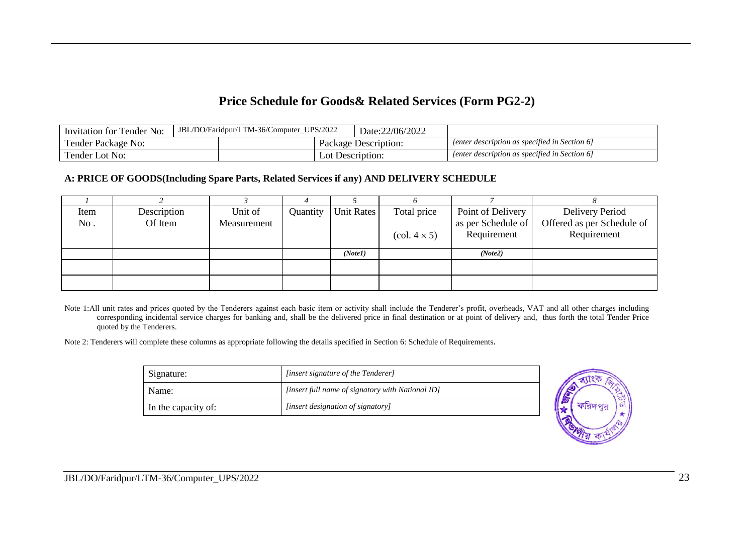## Price Schedule for Goods& Related Services (Form PG2-2)

| | | | |
|---|---|---|---|
| Invitation for Tender No: | JBL/DO/Faridpur/LTM-36/Computer_UPS/2022 | Date:22/06/2022 | |
| Tender Package No: | | Package Description: | *[enter description as specified in Section 6]* |
| Tender Lot No: | | Lot Description: | *[enter description as specified in Section 6]* |

### A: PRICE OF GOODS(Including Spare Parts, Related Services if any) AND DELIVERY SCHEDULE

| *1* | *2* | *3* | *4* | *5* | *6* | *7* | *8* |
|---|---|---|---|---|---|---|---|
| Item No . | Description Of Item | Unit of Measurement | Quantity | Unit Rates | Total price (col. 4 × 5) | Point of Delivery as per Schedule of Requirement | Delivery Period Offered as per Schedule of Requirement |
| | | | | *(Note1)* | | *(Note2)* | |
| | | | | | | | |
| | | | | | | | |

Note 1:All unit rates and prices quoted by the Tenderers against each basic item or activity shall include the Tenderer's profit, overheads, VAT and all other charges including corresponding incidental service charges for banking and, shall be the delivered price in final destination or at point of delivery and, thus forth the total Tender Price quoted by the Tenderers.

Note 2: Tenderers will complete these columns as appropriate following the details specified in Section 6: Schedule of Requirements.

| | |
|---|---|
| Signature: | *[insert signature of the Tenderer]* |
| Name: | *[insert full name of signatory with National ID]* |
| In the capacity of: | *[insert designation of signatory]* |

জনতা ব্যাংক লিমিটেড ফরিদপুর বিভাগীয় কার্যালয়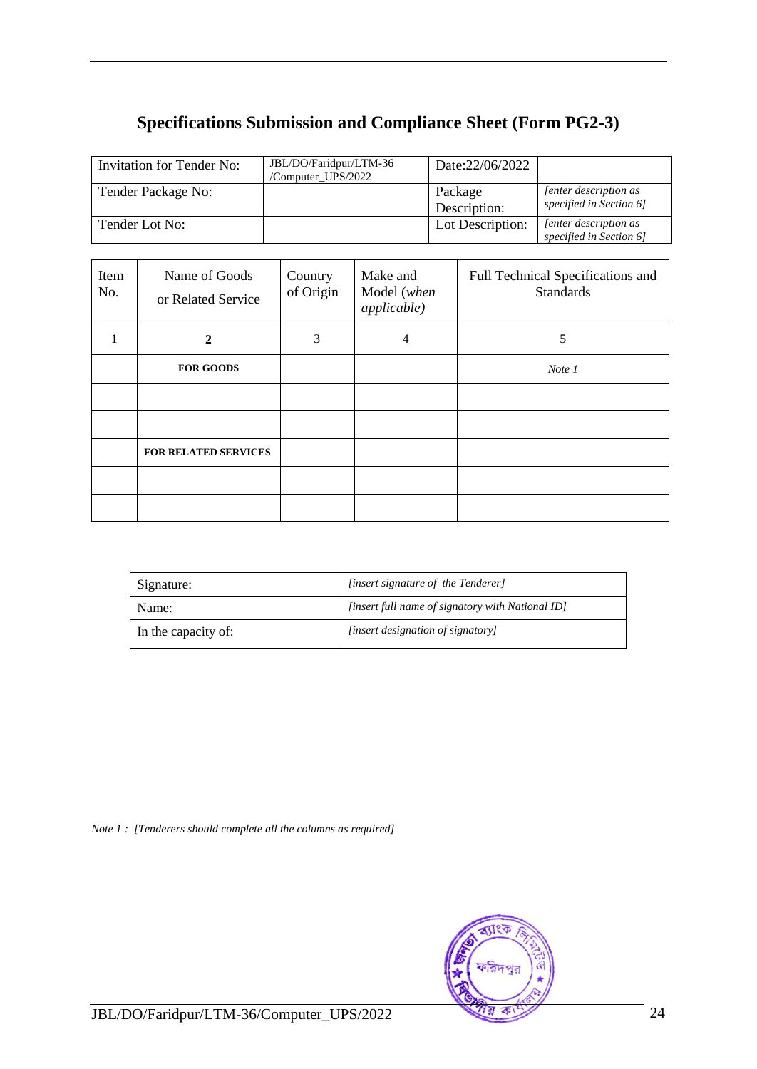## Specifications Submission and Compliance Sheet (Form PG2-3)

| | | | |
|---|---|---|---|
| Invitation for Tender No: | JBL/DO/Faridpur/LTM-36 /Computer_UPS/2022 | Date:22/06/2022 | |
| Tender Package No: | | Package Description: | *[enter description as specified in Section 6]* |
| Tender Lot No: | | Lot Description: | *[enter description as specified in Section 6]* |

| Item No. | Name of Goods or Related Service | Country of Origin | Make and Model (*when applicable)* | Full Technical Specifications and Standards |
|---|---|---|---|---|
| 1 | **2** | 3 | 4 | 5 |
| | **FOR GOODS** | | | *Note 1* |
| | | | | |
| | | | | |
| | **FOR RELATED SERVICES** | | | |
| | | | | |
| | | | | |

| | |
|---|---|
| Signature: | *[insert signature of the Tenderer]* |
| Name: | *[insert full name of signatory with National ID]* |
| In the capacity of: | *[insert designation of signatory]* |

*Note 1 : [Tenderers should complete all the columns as required]*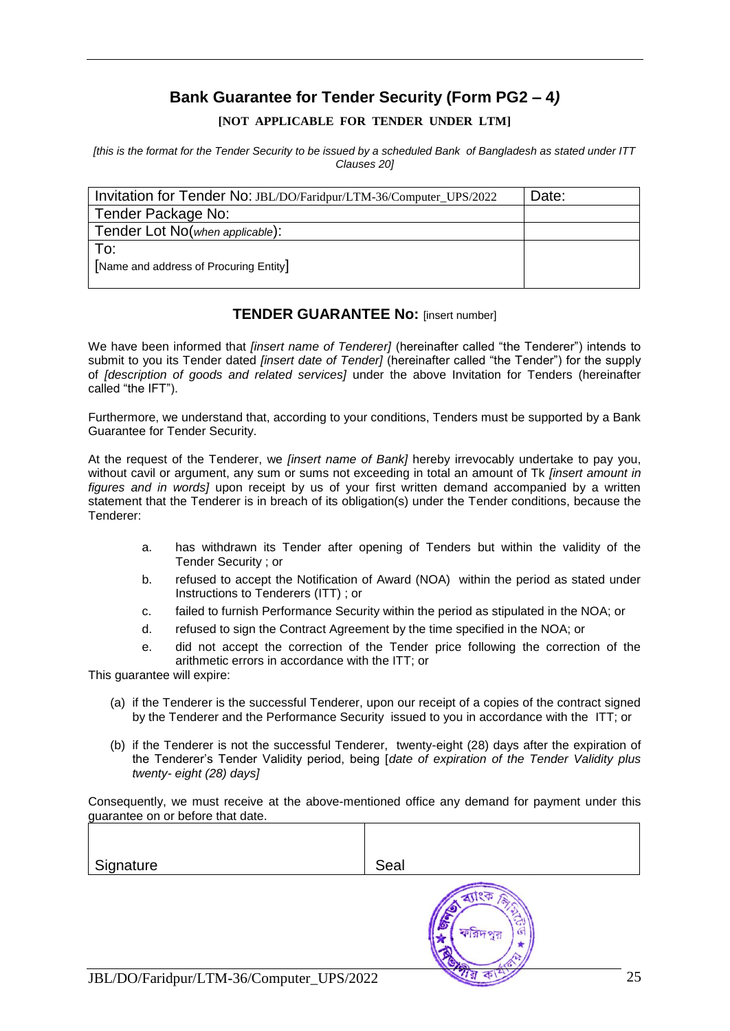## Bank Guarantee for Tender Security (Form PG2 – 4*)*

**[NOT APPLICABLE FOR TENDER UNDER LTM]**

*[this is the format for the Tender Security to be issued by a scheduled Bank of Bangladesh as stated under ITT Clauses 20]*

| | |
|---|---|
| Invitation for Tender No: JBL/DO/Faridpur/LTM-36/Computer_UPS/2022 | Date: |
| Tender Package No: | |
| Tender Lot No(*when applicable*): | |
| To:<br>[Name and address of Procuring Entity] | |

### TENDER GUARANTEE No: [insert number]

We have been informed that *[insert name of Tenderer]* (hereinafter called "the Tenderer") intends to submit to you its Tender dated *[insert date of Tender]* (hereinafter called "the Tender") for the supply of *[description of goods and related services]* under the above Invitation for Tenders (hereinafter called "the IFT").

Furthermore, we understand that, according to your conditions, Tenders must be supported by a Bank Guarantee for Tender Security.

At the request of the Tenderer, we *[insert name of Bank]* hereby irrevocably undertake to pay you, without cavil or argument, any sum or sums not exceeding in total an amount of Tk *[insert amount in figures and in words]* upon receipt by us of your first written demand accompanied by a written statement that the Tenderer is in breach of its obligation(s) under the Tender conditions, because the Tenderer:

a. has withdrawn its Tender after opening of Tenders but within the validity of the Tender Security ; or

b. refused to accept the Notification of Award (NOA) within the period as stated under Instructions to Tenderers (ITT) ; or

c. failed to furnish Performance Security within the period as stipulated in the NOA; or

d. refused to sign the Contract Agreement by the time specified in the NOA; or

e. did not accept the correction of the Tender price following the correction of the arithmetic errors in accordance with the ITT; or

This guarantee will expire:

(a) if the Tenderer is the successful Tenderer, upon our receipt of a copies of the contract signed by the Tenderer and the Performance Security issued to you in accordance with the ITT; or

(b) if the Tenderer is not the successful Tenderer, twenty-eight (28) days after the expiration of the Tenderer's Tender Validity period, being [*date of expiration of the Tender Validity plus twenty- eight (28) days]*

Consequently, we must receive at the above-mentioned office any demand for payment under this guarantee on or before that date.

| | |
|---|---|
| Signature | Seal |

জনতা ব্যাংক লিমিটেড
ফরিদপুর
বিভাগীয় কার্যালয়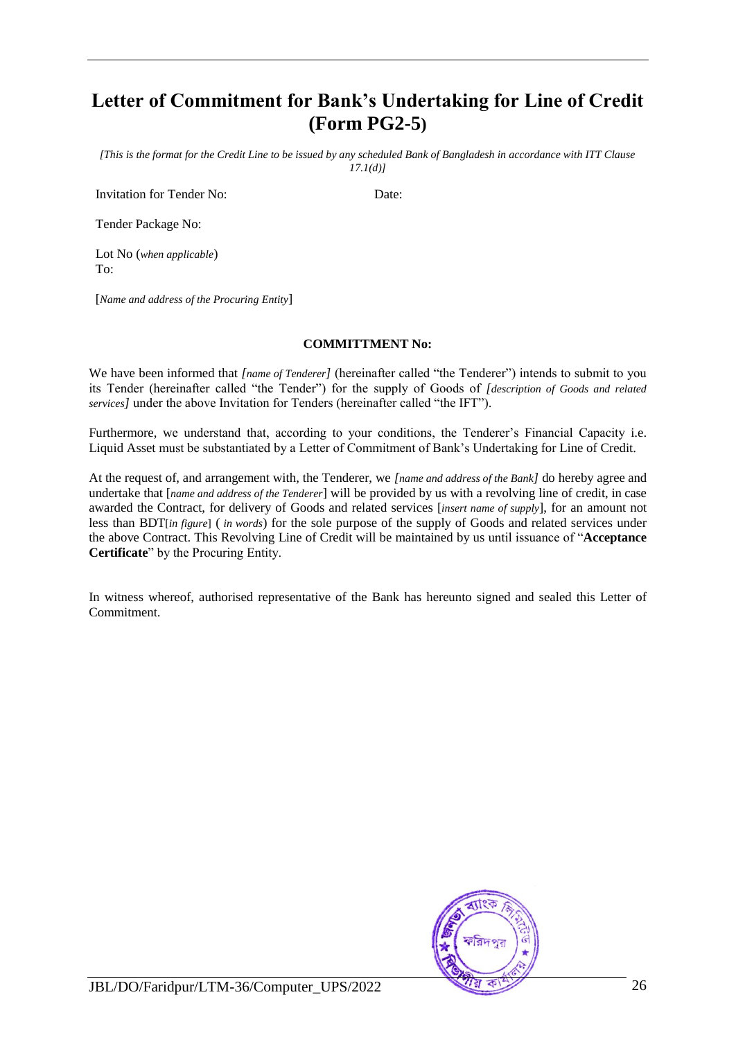# Letter of Commitment for Bank's Undertaking for Line of Credit (Form PG2-5)

*[This is the format for the Credit Line to be issued by any scheduled Bank of Bangladesh in accordance with ITT Clause 17.1(d)]*

Invitation for Tender No: Date:

Tender Package No:

Lot No (*when applicable*)
To:

[*Name and address of the Procuring Entity*]

**COMMITTMENT No:**

We have been informed that *[name of Tenderer]* (hereinafter called "the Tenderer") intends to submit to you its Tender (hereinafter called "the Tender") for the supply of Goods of *[description of Goods and related services]* under the above Invitation for Tenders (hereinafter called "the IFT").

Furthermore, we understand that, according to your conditions, the Tenderer's Financial Capacity i.e. Liquid Asset must be substantiated by a Letter of Commitment of Bank's Undertaking for Line of Credit.

At the request of, and arrangement with, the Tenderer, we *[name and address of the Bank]* do hereby agree and undertake that [*name and address of the Tenderer*] will be provided by us with a revolving line of credit, in case awarded the Contract, for delivery of Goods and related services [*insert name of supply*], for an amount not less than BDT[*in figure*] ( *in words*) for the sole purpose of the supply of Goods and related services under the above Contract. This Revolving Line of Credit will be maintained by us until issuance of "**Acceptance Certificate**" by the Procuring Entity.

In witness whereof, authorised representative of the Bank has hereunto signed and sealed this Letter of Commitment.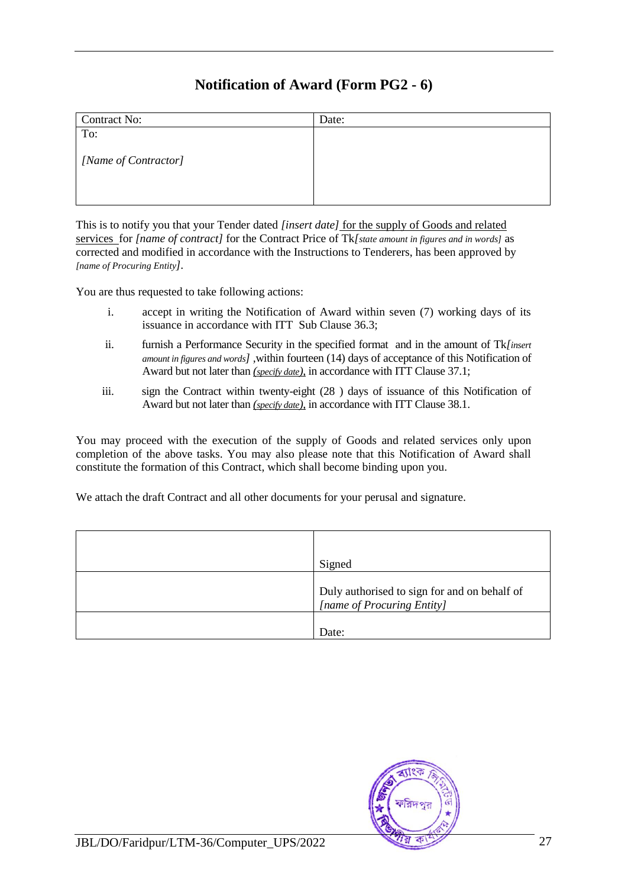## Notification of Award (Form PG2 - 6)

| Contract No: | Date: |
|---|---|
| To:<br><br>*[Name of Contractor]* | |

This is to notify you that your Tender dated *[insert date]* for the supply of Goods and related services for *[name of contract]* for the Contract Price of Tk*[state amount in figures and in words]* as corrected and modified in accordance with the Instructions to Tenderers, has been approved by *[name of Procuring Entity]*.

You are thus requested to take following actions:

i. accept in writing the Notification of Award within seven (7) working days of its issuance in accordance with ITT Sub Clause 36.3;

ii. furnish a Performance Security in the specified format and in the amount of Tk*[insert amount in figures and words]* ,within fourteen (14) days of acceptance of this Notification of Award but not later than *(specify date)*, in accordance with ITT Clause 37.1;

iii. sign the Contract within twenty-eight (28 ) days of issuance of this Notification of Award but not later than *(specify date)*, in accordance with ITT Clause 38.1.

You may proceed with the execution of the supply of Goods and related services only upon completion of the above tasks. You may also please note that this Notification of Award shall constitute the formation of this Contract, which shall become binding upon you.

We attach the draft Contract and all other documents for your perusal and signature.

| | |
|---|---|
| | Signed |
| | Duly authorised to sign for and on behalf of *[name of Procuring Entity]* |
| | Date: |

JBL/DO/Faridpur/LTM-36/Computer_UPS/2022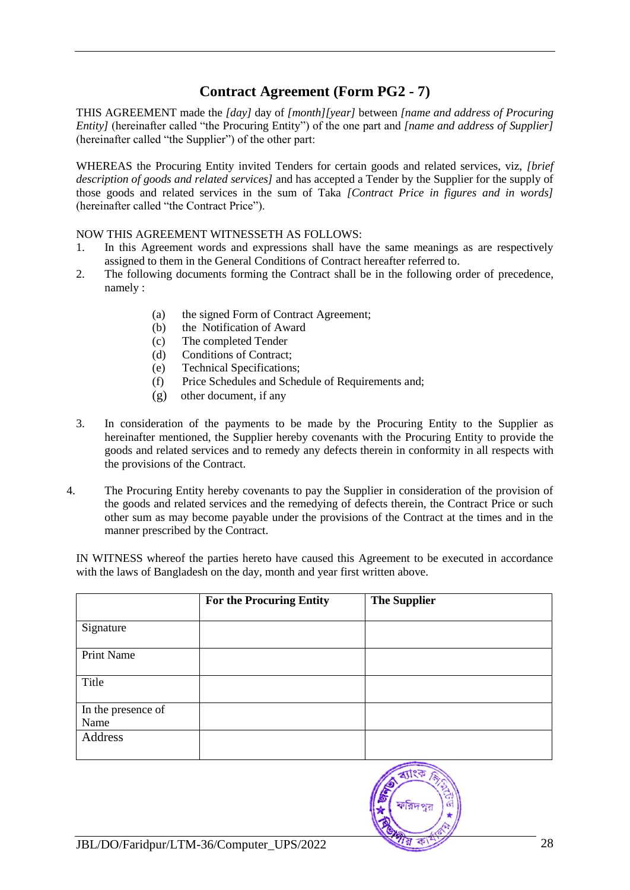## Contract Agreement (Form PG2 - 7)

THIS AGREEMENT made the *[day]* day of *[month][year]* between *[name and address of Procuring Entity]* (hereinafter called "the Procuring Entity") of the one part and *[name and address of Supplier]* (hereinafter called "the Supplier") of the other part:

WHEREAS the Procuring Entity invited Tenders for certain goods and related services, viz, *[brief description of goods and related services]* and has accepted a Tender by the Supplier for the supply of those goods and related services in the sum of Taka *[Contract Price in figures and in words]* (hereinafter called "the Contract Price").

NOW THIS AGREEMENT WITNESSETH AS FOLLOWS:

1. In this Agreement words and expressions shall have the same meanings as are respectively assigned to them in the General Conditions of Contract hereafter referred to.
2. The following documents forming the Contract shall be in the following order of precedence, namely :

    (a) the signed Form of Contract Agreement;
    (b) the Notification of Award
    (c) The completed Tender
    (d) Conditions of Contract;
    (e) Technical Specifications;
    (f) Price Schedules and Schedule of Requirements and;
    (g) other document, if any

3. In consideration of the payments to be made by the Procuring Entity to the Supplier as hereinafter mentioned, the Supplier hereby covenants with the Procuring Entity to provide the goods and related services and to remedy any defects therein in conformity in all respects with the provisions of the Contract.

4. The Procuring Entity hereby covenants to pay the Supplier in consideration of the provision of the goods and related services and the remedying of defects therein, the Contract Price or such other sum as may become payable under the provisions of the Contract at the times and in the manner prescribed by the Contract.

IN WITNESS whereof the parties hereto have caused this Agreement to be executed in accordance with the laws of Bangladesh on the day, month and year first written above.

| | **For the Procuring Entity** | **The Supplier** |
|---|---|---|
| Signature | | |
| Print Name | | |
| Title | | |
| In the presence of Name | | |
| Address | | |

জনতা ব্যাংক লিমিটেড ফরিদপুর বিভাগীয় কার্যালয়

JBL/DO/Faridpur/LTM-36/Computer_UPS/2022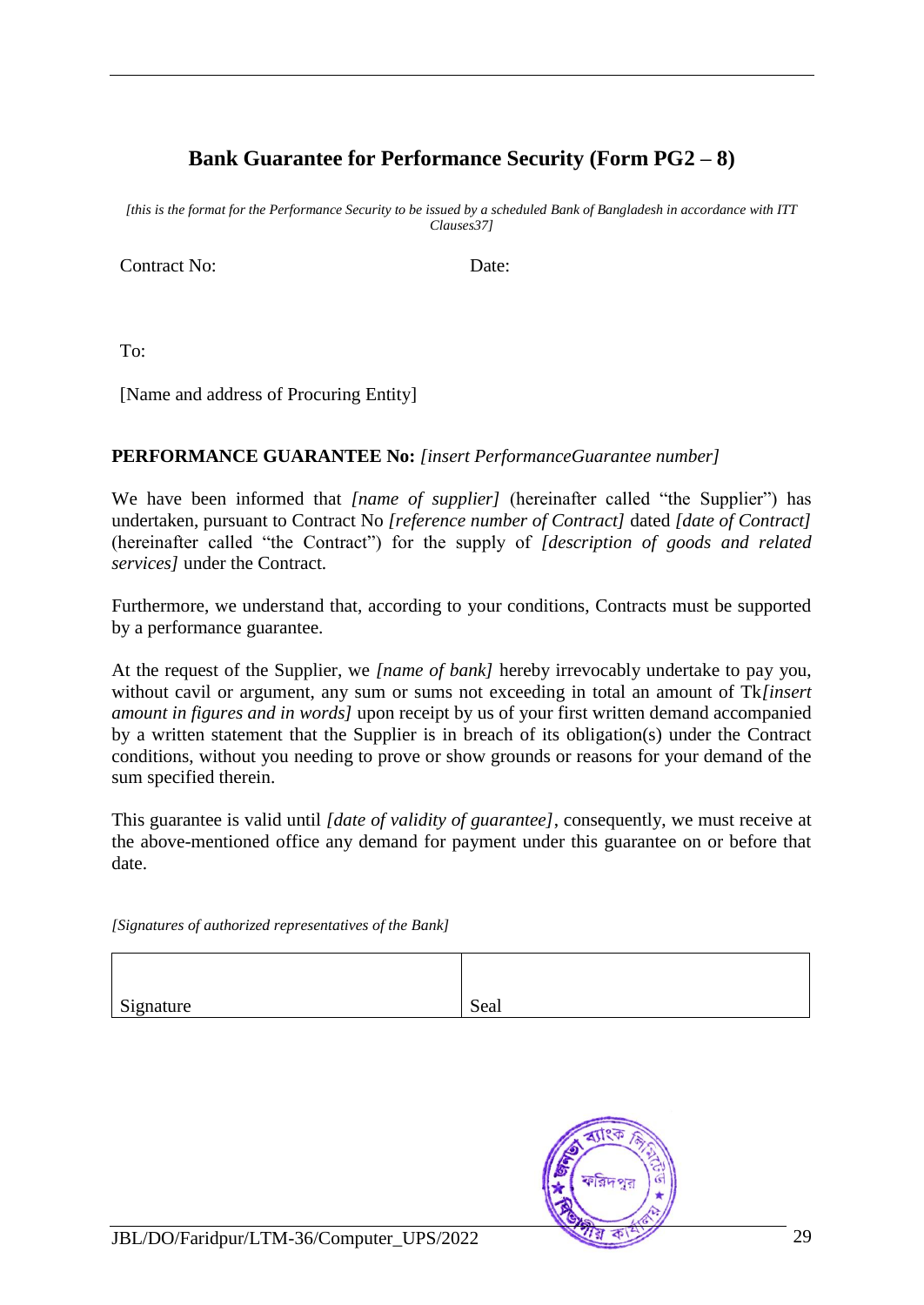## Bank Guarantee for Performance Security (Form PG2 – 8)

*[this is the format for the Performance Security to be issued by a scheduled Bank of Bangladesh in accordance with ITT Clauses37]*

Contract No: Date:

To:

[Name and address of Procuring Entity]

**PERFORMANCE GUARANTEE No:** *[insert PerformanceGuarantee number]*

We have been informed that *[name of supplier]* (hereinafter called "the Supplier") has undertaken, pursuant to Contract No *[reference number of Contract]* dated *[date of Contract]* (hereinafter called "the Contract") for the supply of *[description of goods and related services]* under the Contract.

Furthermore, we understand that, according to your conditions, Contracts must be supported by a performance guarantee.

At the request of the Supplier, we *[name of bank]* hereby irrevocably undertake to pay you, without cavil or argument, any sum or sums not exceeding in total an amount of Tk*[insert amount in figures and in words]* upon receipt by us of your first written demand accompanied by a written statement that the Supplier is in breach of its obligation(s) under the Contract conditions, without you needing to prove or show grounds or reasons for your demand of the sum specified therein.

This guarantee is valid until *[date of validity of guarantee]*, consequently, we must receive at the above-mentioned office any demand for payment under this guarantee on or before that date.

*[Signatures of authorized representatives of the Bank]*

| | |
|---|---|
| Signature | Seal |

JBL/DO/Faridpur/LTM-36/Computer_UPS/2022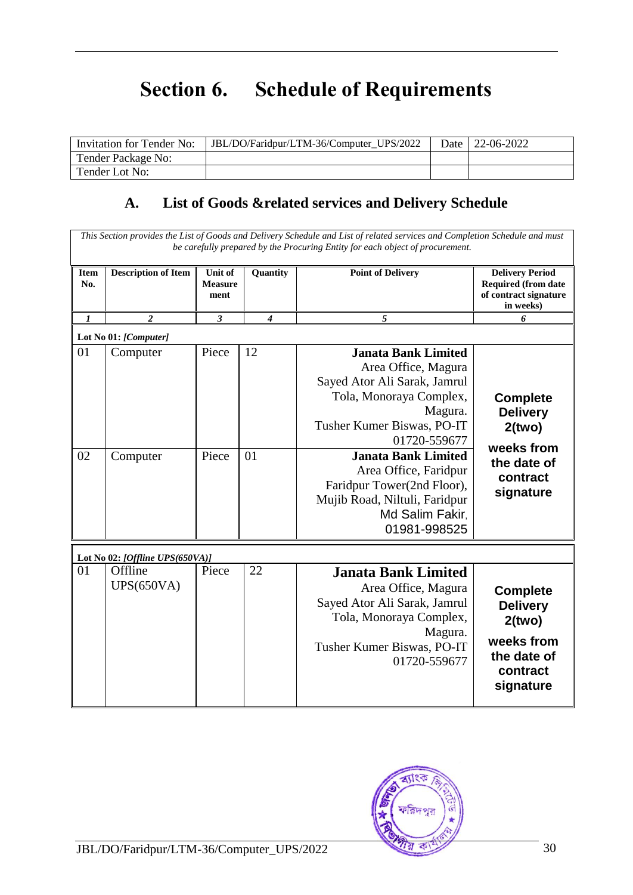# Section 6. Schedule of Requirements

| | | | |
|---|---|---|---|
| Invitation for Tender No: | JBL/DO/Faridpur/LTM-36/Computer_UPS/2022 | Date | 22-06-2022 |
| Tender Package No: | | | |
| Tender Lot No: | | | |

## A. List of Goods &related services and Delivery Schedule

*This Section provides the List of Goods and Delivery Schedule and List of related services and Completion Schedule and must be carefully prepared by the Procuring Entity for each object of procurement.*

| Item No. | Description of Item | Unit of Measurement | Quantity | Point of Delivery | Delivery Period Required (from date of contract signature in weeks) |
|---|---|---|---|---|---|
| *1* | *2* | *3* | *4* | *5* | *6* |
| **Lot No 01:** ***[Computer]*** | | | | | |
| 01 | Computer | Piece | 12 | **Janata Bank Limited** Area Office, Magura Sayed Ator Ali Sarak, Jamrul Tola, Monoraya Complex, Magura. Tusher Kumer Biswas, PO-IT 01720-559677 | **Complete Delivery 2(two) weeks from the date of contract signature** |
| 02 | Computer | Piece | 01 | **Janata Bank Limited** Area Office, Faridpur Faridpur Tower(2nd Floor), Mujib Road, Niltuli, Faridpur Md Salim Fakir, 01981-998525 | |
| **Lot No 02:** ***[Offline UPS(650VA)]*** | | | | | |
| 01 | Offline UPS(650VA) | Piece | 22 | **Janata Bank Limited** Area Office, Magura Sayed Ator Ali Sarak, Jamrul Tola, Monoraya Complex, Magura. Tusher Kumer Biswas, PO-IT 01720-559677 | **Complete Delivery 2(two) weeks from the date of contract signature** |

JBL/DO/Faridpur/LTM-36/Computer_UPS/2022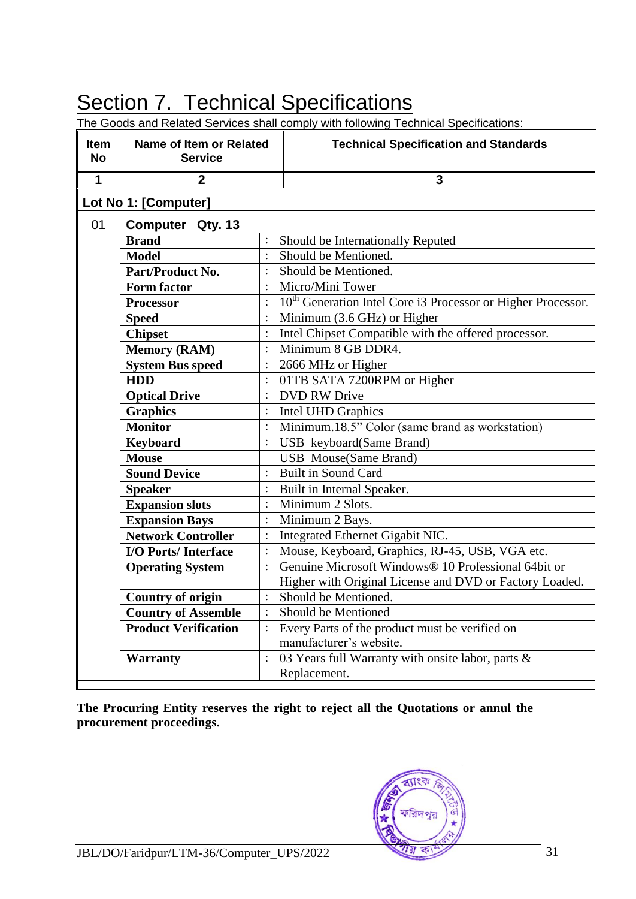# Section 7. Technical Specifications

The Goods and Related Services shall comply with following Technical Specifications:

| Item No | Name of Item or Related Service | | Technical Specification and Standards |
|---|---|---|---|
| **1** | **2** | | **3** |
| **Lot No 1: [Computer]** | | | |
| 01 | **Computer Qty. 13** | | |
| | **Brand** | : | Should be Internationally Reputed |
| | **Model** | : | Should be Mentioned. |
| | **Part/Product No.** | : | Should be Mentioned. |
| | **Form factor** | : | Micro/Mini Tower |
| | **Processor** | : | 10th Generation Intel Core i3 Processor or Higher Processor. |
| | **Speed** | : | Minimum (3.6 GHz) or Higher |
| | **Chipset** | : | Intel Chipset Compatible with the offered processor. |
| | **Memory (RAM)** | : | Minimum 8 GB DDR4. |
| | **System Bus speed** | : | 2666 MHz or Higher |
| | **HDD** | : | 01TB SATA 7200RPM or Higher |
| | **Optical Drive** | : | DVD RW Drive |
| | **Graphics** | : | Intel UHD Graphics |
| | **Monitor** | : | Minimum.18.5" Color (same brand as workstation) |
| | **Keyboard** | : | USB keyboard(Same Brand) |
| | **Mouse** | | USB Mouse(Same Brand) |
| | **Sound Device** | : | Built in Sound Card |
| | **Speaker** | : | Built in Internal Speaker. |
| | **Expansion slots** | : | Minimum 2 Slots. |
| | **Expansion Bays** | : | Minimum 2 Bays. |
| | **Network Controller** | : | Integrated Ethernet Gigabit NIC. |
| | **I/O Ports/ Interface** | : | Mouse, Keyboard, Graphics, RJ-45, USB, VGA etc. |
| | **Operating System** | : | Genuine Microsoft Windows® 10 Professional 64bit or Higher with Original License and DVD or Factory Loaded. |
| | **Country of origin** | : | Should be Mentioned. |
| | **Country of Assemble** | : | Should be Mentioned |
| | **Product Verification** | : | Every Parts of the product must be verified on manufacturer's website. |
| | **Warranty** | : | 03 Years full Warranty with onsite labor, parts & Replacement. |

**The Procuring Entity reserves the right to reject all the Quotations or annul the procurement proceedings.**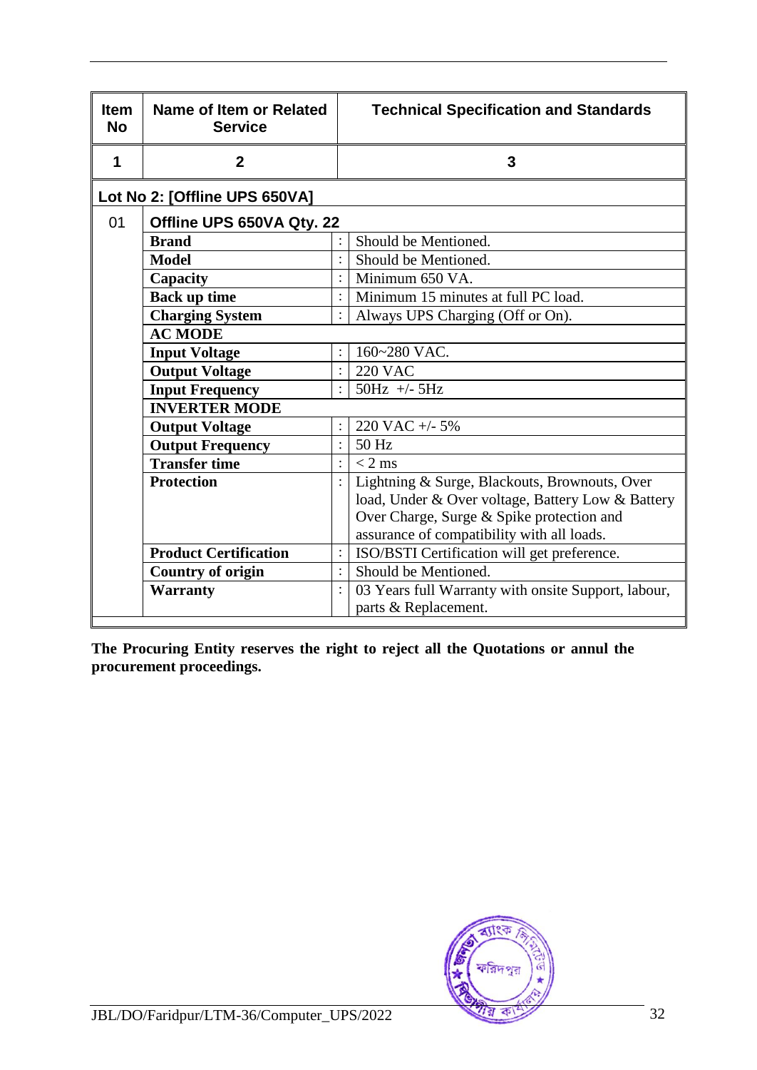| Item No | Name of Item or Related Service | | Technical Specification and Standards |
|---|---|---|---|
| 1 | 2 | | 3 |
| **Lot No 2: [Offline UPS 650VA]** | | | |
| 01 | **Offline UPS 650VA Qty. 22** | | |
| | **Brand** | : | Should be Mentioned. |
| | **Model** | : | Should be Mentioned. |
| | **Capacity** | : | Minimum 650 VA. |
| | **Back up time** | : | Minimum 15 minutes at full PC load. |
| | **Charging System** | : | Always UPS Charging (Off or On). |
| | **AC MODE** | | |
| | **Input Voltage** | : | 160~280 VAC. |
| | **Output Voltage** | : | 220 VAC |
| | **Input Frequency** | : | 50Hz +/- 5Hz |
| | **INVERTER MODE** | | |
| | **Output Voltage** | : | 220 VAC +/- 5% |
| | **Output Frequency** | : | 50 Hz |
| | **Transfer time** | : | < 2 ms |
| | **Protection** | : | Lightning & Surge, Blackouts, Brownouts, Over load, Under & Over voltage, Battery Low & Battery Over Charge, Surge & Spike protection and assurance of compatibility with all loads. |
| | **Product Certification** | : | ISO/BSTI Certification will get preference. |
| | **Country of origin** | : | Should be Mentioned. |
| | **Warranty** | : | 03 Years full Warranty with onsite Support, labour, parts & Replacement. |

**The Procuring Entity reserves the right to reject all the Quotations or annul the procurement proceedings.**

JBL/DO/Faridpur/LTM-36/Computer_UPS/2022